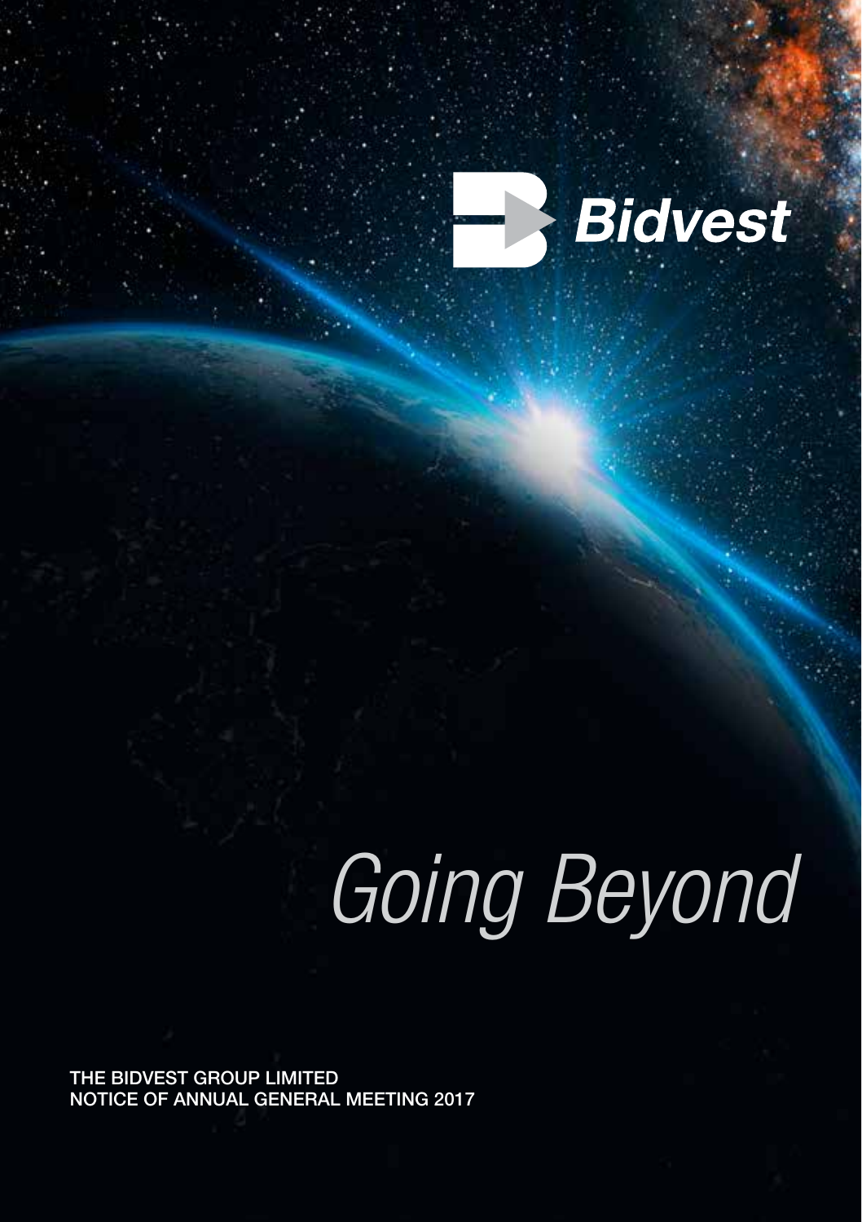Bidvest

*Going Beyond*

THE BIDVEST GROUP LIMITED
NOTICE OF ANNUAL GENERAL MEETING 2017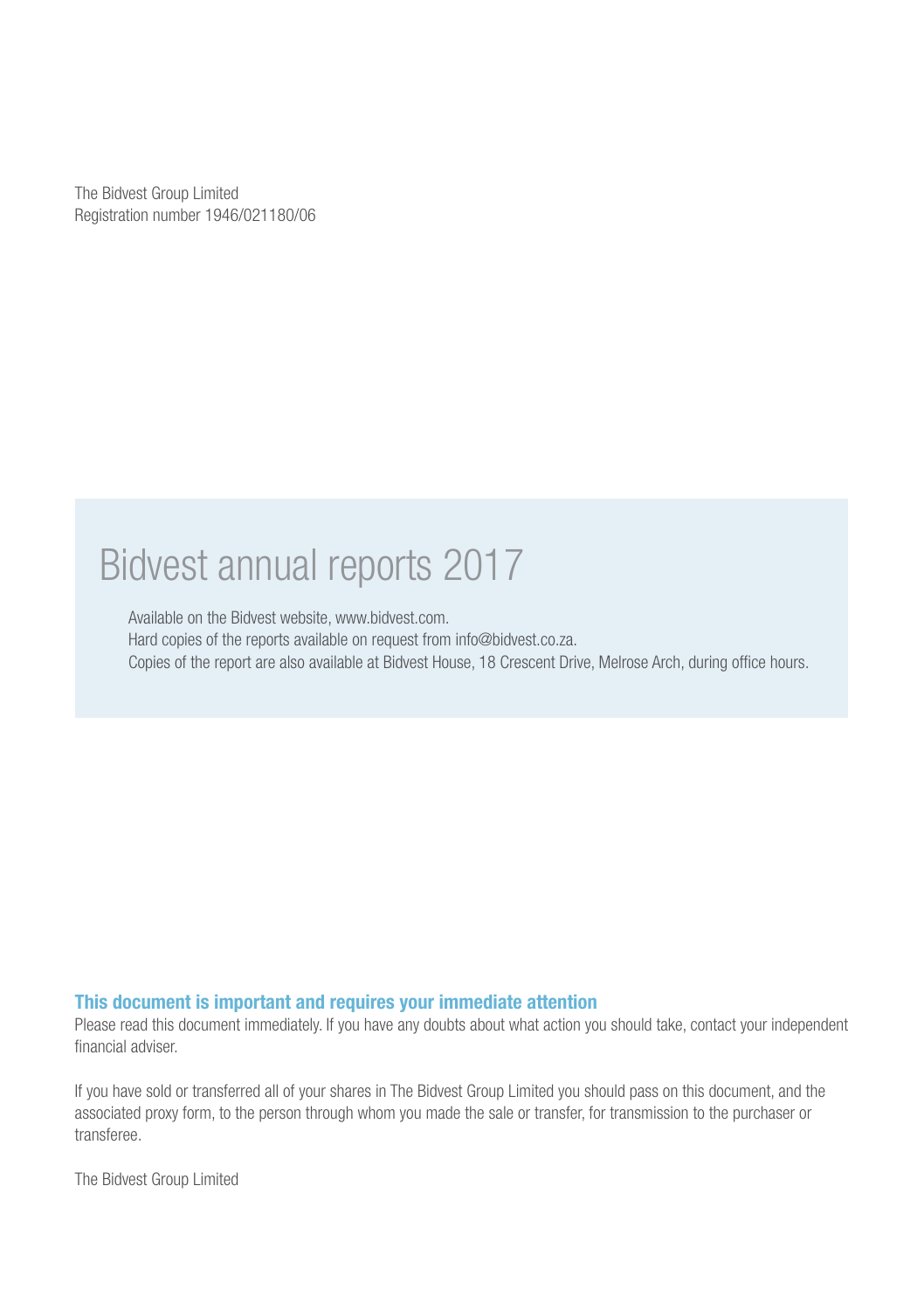The Bidvest Group Limited
Registration number 1946/021180/06

# Bidvest annual reports 2017

Available on the Bidvest website, www.bidvest.com.
Hard copies of the reports available on request from info@bidvest.co.za.
Copies of the report are also available at Bidvest House, 18 Crescent Drive, Melrose Arch, during office hours.

**This document is important and requires your immediate attention**

Please read this document immediately. If you have any doubts about what action you should take, contact your independent financial adviser.

If you have sold or transferred all of your shares in The Bidvest Group Limited you should pass on this document, and the associated proxy form, to the person through whom you made the sale or transfer, for transmission to the purchaser or transferee.

The Bidvest Group Limited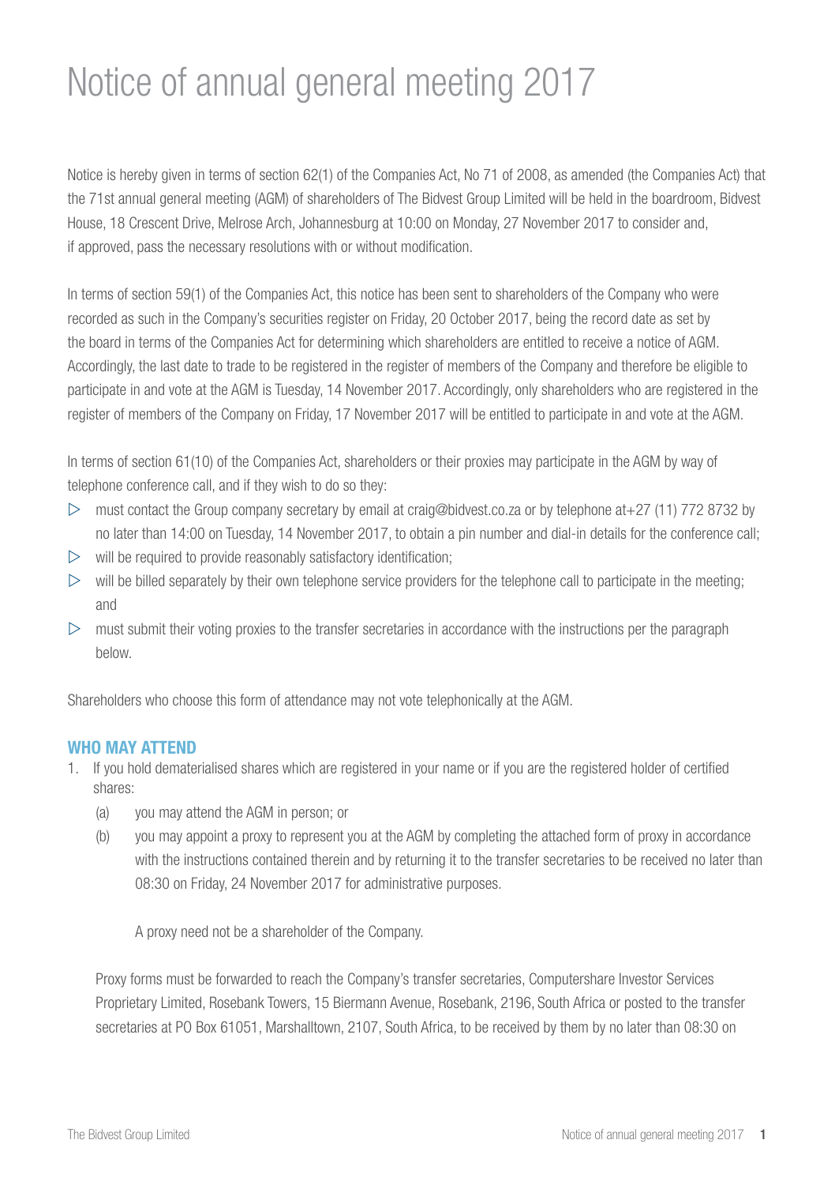# Notice of annual general meeting 2017

Notice is hereby given in terms of section 62(1) of the Companies Act, No 71 of 2008, as amended (the Companies Act) that the 71st annual general meeting (AGM) of shareholders of The Bidvest Group Limited will be held in the boardroom, Bidvest House, 18 Crescent Drive, Melrose Arch, Johannesburg at 10:00 on Monday, 27 November 2017 to consider and, if approved, pass the necessary resolutions with or without modification.

In terms of section 59(1) of the Companies Act, this notice has been sent to shareholders of the Company who were recorded as such in the Company's securities register on Friday, 20 October 2017, being the record date as set by the board in terms of the Companies Act for determining which shareholders are entitled to receive a notice of AGM. Accordingly, the last date to trade to be registered in the register of members of the Company and therefore be eligible to participate in and vote at the AGM is Tuesday, 14 November 2017. Accordingly, only shareholders who are registered in the register of members of the Company on Friday, 17 November 2017 will be entitled to participate in and vote at the AGM.

In terms of section 61(10) of the Companies Act, shareholders or their proxies may participate in the AGM by way of telephone conference call, and if they wish to do so they:

- must contact the Group company secretary by email at craig@bidvest.co.za or by telephone at+27 (11) 772 8732 by no later than 14:00 on Tuesday, 14 November 2017, to obtain a pin number and dial-in details for the conference call;
- will be required to provide reasonably satisfactory identification;
- will be billed separately by their own telephone service providers for the telephone call to participate in the meeting; and
- must submit their voting proxies to the transfer secretaries in accordance with the instructions per the paragraph below.

Shareholders who choose this form of attendance may not vote telephonically at the AGM.

## WHO MAY ATTEND

1. If you hold dematerialised shares which are registered in your name or if you are the registered holder of certified shares:
   - (a) you may attend the AGM in person; or
   - (b) you may appoint a proxy to represent you at the AGM by completing the attached form of proxy in accordance with the instructions contained therein and by returning it to the transfer secretaries to be received no later than 08:30 on Friday, 24 November 2017 for administrative purposes.

     A proxy need not be a shareholder of the Company.

   Proxy forms must be forwarded to reach the Company's transfer secretaries, Computershare Investor Services Proprietary Limited, Rosebank Towers, 15 Biermann Avenue, Rosebank, 2196, South Africa or posted to the transfer secretaries at PO Box 61051, Marshalltown, 2107, South Africa, to be received by them by no later than 08:30 on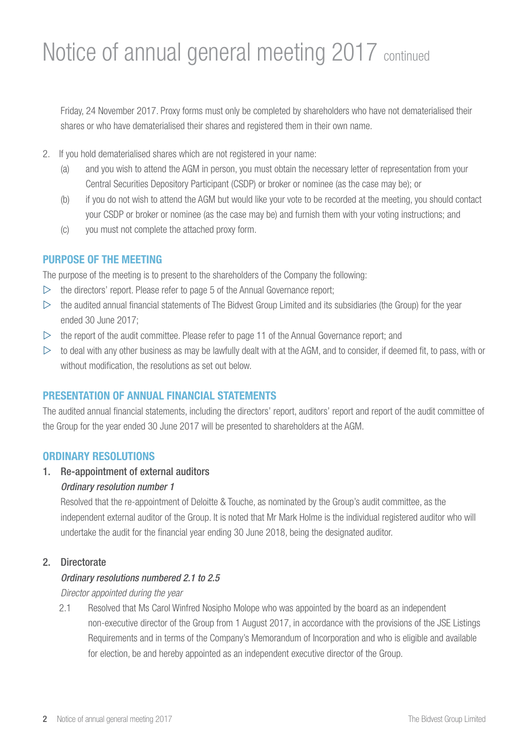# Notice of annual general meeting 2017 continued

Friday, 24 November 2017. Proxy forms must only be completed by shareholders who have not dematerialised their shares or who have dematerialised their shares and registered them in their own name.

2. If you hold dematerialised shares which are not registered in your name:
   (a) and you wish to attend the AGM in person, you must obtain the necessary letter of representation from your Central Securities Depository Participant (CSDP) or broker or nominee (as the case may be); or
   (b) if you do not wish to attend the AGM but would like your vote to be recorded at the meeting, you should contact your CSDP or broker or nominee (as the case may be) and furnish them with your voting instructions; and
   (c) you must not complete the attached proxy form.

## PURPOSE OF THE MEETING

The purpose of the meeting is to present to the shareholders of the Company the following:

- the directors' report. Please refer to page 5 of the Annual Governance report;
- the audited annual financial statements of The Bidvest Group Limited and its subsidiaries (the Group) for the year ended 30 June 2017;
- the report of the audit committee. Please refer to page 11 of the Annual Governance report; and
- to deal with any other business as may be lawfully dealt with at the AGM, and to consider, if deemed fit, to pass, with or without modification, the resolutions as set out below.

## PRESENTATION OF ANNUAL FINANCIAL STATEMENTS

The audited annual financial statements, including the directors' report, auditors' report and report of the audit committee of the Group for the year ended 30 June 2017 will be presented to shareholders at the AGM.

## ORDINARY RESOLUTIONS

1. Re-appointment of external auditors

   *Ordinary resolution number 1*

   Resolved that the re-appointment of Deloitte & Touche, as nominated by the Group's audit committee, as the independent external auditor of the Group. It is noted that Mr Mark Holme is the individual registered auditor who will undertake the audit for the financial year ending 30 June 2018, being the designated auditor.

2. Directorate

   *Ordinary resolutions numbered 2.1 to 2.5*

   *Director appointed during the year*

   2.1 Resolved that Ms Carol Winfred Nosipho Molope who was appointed by the board as an independent non-executive director of the Group from 1 August 2017, in accordance with the provisions of the JSE Listings Requirements and in terms of the Company's Memorandum of Incorporation and who is eligible and available for election, be and hereby appointed as an independent executive director of the Group.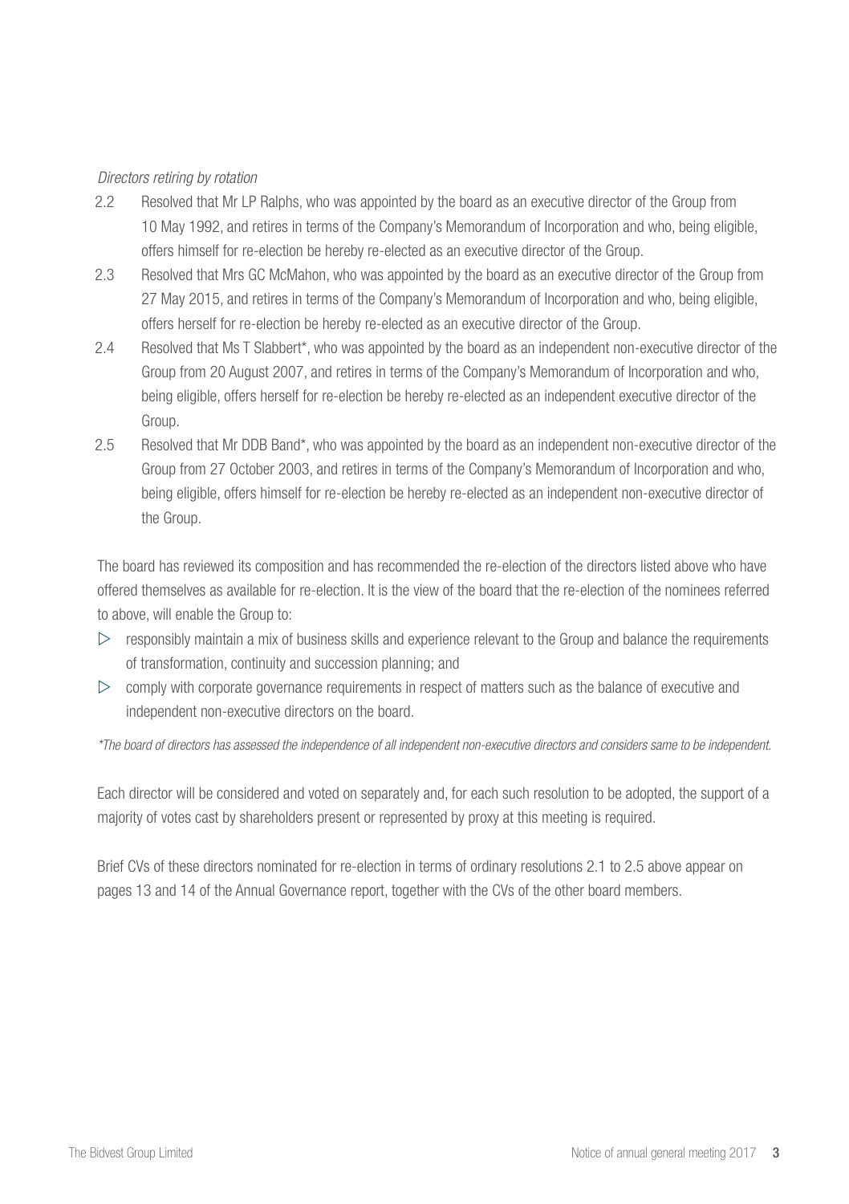*Directors retiring by rotation*

2.2 Resolved that Mr LP Ralphs, who was appointed by the board as an executive director of the Group from 10 May 1992, and retires in terms of the Company's Memorandum of Incorporation and who, being eligible, offers himself for re-election be hereby re-elected as an executive director of the Group.

2.3 Resolved that Mrs GC McMahon, who was appointed by the board as an executive director of the Group from 27 May 2015, and retires in terms of the Company's Memorandum of Incorporation and who, being eligible, offers herself for re-election be hereby re-elected as an executive director of the Group.

2.4 Resolved that Ms T Slabbert*, who was appointed by the board as an independent non-executive director of the Group from 20 August 2007, and retires in terms of the Company's Memorandum of Incorporation and who, being eligible, offers herself for re-election be hereby re-elected as an independent executive director of the Group.

2.5 Resolved that Mr DDB Band*, who was appointed by the board as an independent non-executive director of the Group from 27 October 2003, and retires in terms of the Company's Memorandum of Incorporation and who, being eligible, offers himself for re-election be hereby re-elected as an independent non-executive director of the Group.

The board has reviewed its composition and has recommended the re-election of the directors listed above who have offered themselves as available for re-election. It is the view of the board that the re-election of the nominees referred to above, will enable the Group to:

- responsibly maintain a mix of business skills and experience relevant to the Group and balance the requirements of transformation, continuity and succession planning; and
- comply with corporate governance requirements in respect of matters such as the balance of executive and independent non-executive directors on the board.

*\*The board of directors has assessed the independence of all independent non-executive directors and considers same to be independent.*

Each director will be considered and voted on separately and, for each such resolution to be adopted, the support of a majority of votes cast by shareholders present or represented by proxy at this meeting is required.

Brief CVs of these directors nominated for re-election in terms of ordinary resolutions 2.1 to 2.5 above appear on pages 13 and 14 of the Annual Governance report, together with the CVs of the other board members.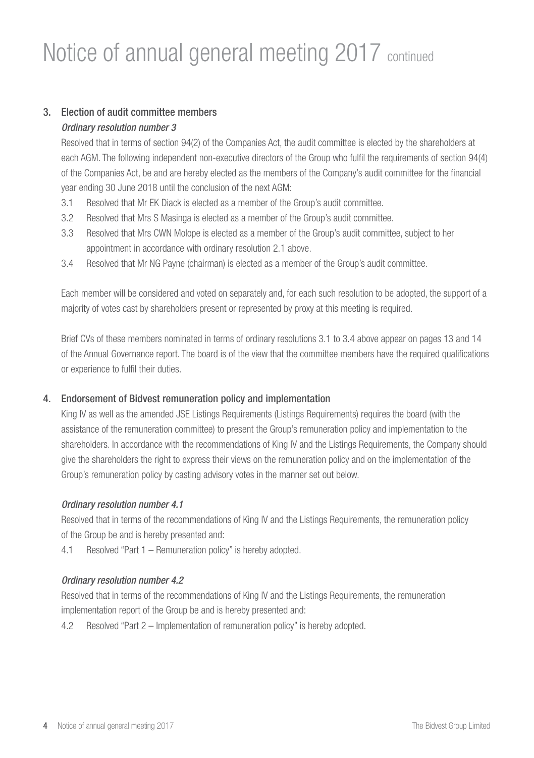# Notice of annual general meeting 2017 continued

### 3. Election of audit committee members

*Ordinary resolution number 3*

Resolved that in terms of section 94(2) of the Companies Act, the audit committee is elected by the shareholders at each AGM. The following independent non-executive directors of the Group who fulfil the requirements of section 94(4) of the Companies Act, be and are hereby elected as the members of the Company's audit committee for the financial year ending 30 June 2018 until the conclusion of the next AGM:

- 3.1 Resolved that Mr EK Diack is elected as a member of the Group's audit committee.
- 3.2 Resolved that Mrs S Masinga is elected as a member of the Group's audit committee.
- 3.3 Resolved that Mrs CWN Molope is elected as a member of the Group's audit committee, subject to her appointment in accordance with ordinary resolution 2.1 above.
- 3.4 Resolved that Mr NG Payne (chairman) is elected as a member of the Group's audit committee.

Each member will be considered and voted on separately and, for each such resolution to be adopted, the support of a majority of votes cast by shareholders present or represented by proxy at this meeting is required.

Brief CVs of these members nominated in terms of ordinary resolutions 3.1 to 3.4 above appear on pages 13 and 14 of the Annual Governance report. The board is of the view that the committee members have the required qualifications or experience to fulfil their duties.

### 4. Endorsement of Bidvest remuneration policy and implementation

King IV as well as the amended JSE Listings Requirements (Listings Requirements) requires the board (with the assistance of the remuneration committee) to present the Group's remuneration policy and implementation to the shareholders. In accordance with the recommendations of King IV and the Listings Requirements, the Company should give the shareholders the right to express their views on the remuneration policy and on the implementation of the Group's remuneration policy by casting advisory votes in the manner set out below.

*Ordinary resolution number 4.1*

Resolved that in terms of the recommendations of King IV and the Listings Requirements, the remuneration policy of the Group be and is hereby presented and:

- 4.1 Resolved "Part 1 – Remuneration policy" is hereby adopted.

*Ordinary resolution number 4.2*

Resolved that in terms of the recommendations of King IV and the Listings Requirements, the remuneration implementation report of the Group be and is hereby presented and:

- 4.2 Resolved "Part 2 – Implementation of remuneration policy" is hereby adopted.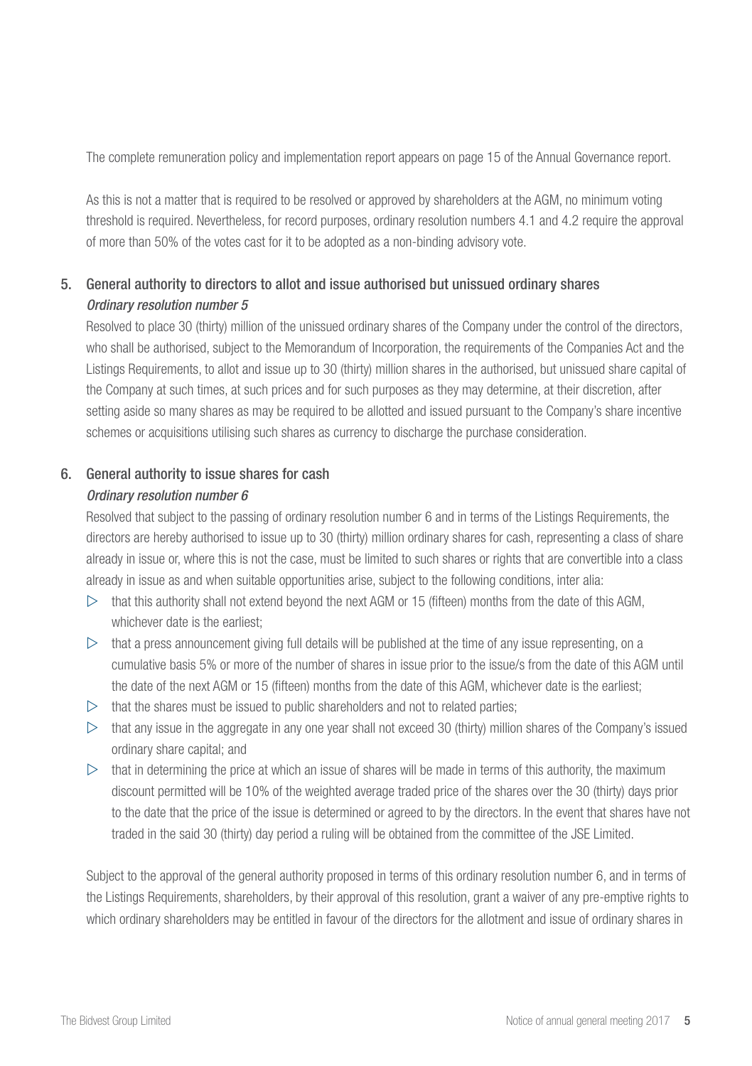The complete remuneration policy and implementation report appears on page 15 of the Annual Governance report.

As this is not a matter that is required to be resolved or approved by shareholders at the AGM, no minimum voting threshold is required. Nevertheless, for record purposes, ordinary resolution numbers 4.1 and 4.2 require the approval of more than 50% of the votes cast for it to be adopted as a non-binding advisory vote.

## 5. General authority to directors to allot and issue authorised but unissued ordinary shares

*Ordinary resolution number 5*

Resolved to place 30 (thirty) million of the unissued ordinary shares of the Company under the control of the directors, who shall be authorised, subject to the Memorandum of Incorporation, the requirements of the Companies Act and the Listings Requirements, to allot and issue up to 30 (thirty) million shares in the authorised, but unissued share capital of the Company at such times, at such prices and for such purposes as they may determine, at their discretion, after setting aside so many shares as may be required to be allotted and issued pursuant to the Company's share incentive schemes or acquisitions utilising such shares as currency to discharge the purchase consideration.

## 6. General authority to issue shares for cash

*Ordinary resolution number 6*

Resolved that subject to the passing of ordinary resolution number 6 and in terms of the Listings Requirements, the directors are hereby authorised to issue up to 30 (thirty) million ordinary shares for cash, representing a class of share already in issue or, where this is not the case, must be limited to such shares or rights that are convertible into a class already in issue as and when suitable opportunities arise, subject to the following conditions, inter alia:

- that this authority shall not extend beyond the next AGM or 15 (fifteen) months from the date of this AGM, whichever date is the earliest;
- that a press announcement giving full details will be published at the time of any issue representing, on a cumulative basis 5% or more of the number of shares in issue prior to the issue/s from the date of this AGM until the date of the next AGM or 15 (fifteen) months from the date of this AGM, whichever date is the earliest;
- that the shares must be issued to public shareholders and not to related parties;
- that any issue in the aggregate in any one year shall not exceed 30 (thirty) million shares of the Company's issued ordinary share capital; and
- that in determining the price at which an issue of shares will be made in terms of this authority, the maximum discount permitted will be 10% of the weighted average traded price of the shares over the 30 (thirty) days prior to the date that the price of the issue is determined or agreed to by the directors. In the event that shares have not traded in the said 30 (thirty) day period a ruling will be obtained from the committee of the JSE Limited.

Subject to the approval of the general authority proposed in terms of this ordinary resolution number 6, and in terms of the Listings Requirements, shareholders, by their approval of this resolution, grant a waiver of any pre-emptive rights to which ordinary shareholders may be entitled in favour of the directors for the allotment and issue of ordinary shares in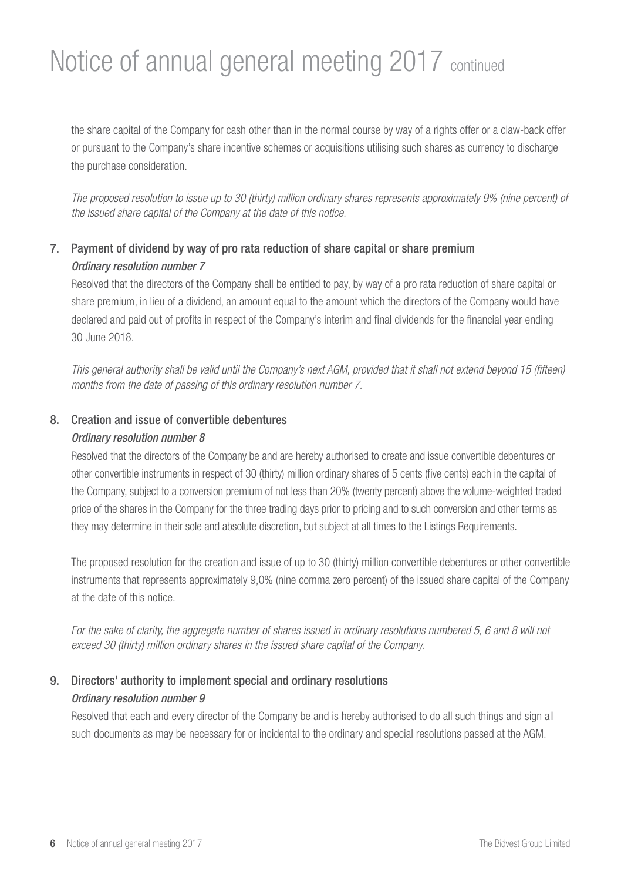the share capital of the Company for cash other than in the normal course by way of a rights offer or a claw-back offer or pursuant to the Company's share incentive schemes or acquisitions utilising such shares as currency to discharge the purchase consideration.

*The proposed resolution to issue up to 30 (thirty) million ordinary shares represents approximately 9% (nine percent) of the issued share capital of the Company at the date of this notice.*

7. **Payment of dividend by way of pro rata reduction of share capital or share premium**

   ***Ordinary resolution number 7***

   Resolved that the directors of the Company shall be entitled to pay, by way of a pro rata reduction of share capital or share premium, in lieu of a dividend, an amount equal to the amount which the directors of the Company would have declared and paid out of profits in respect of the Company's interim and final dividends for the financial year ending 30 June 2018.

   *This general authority shall be valid until the Company's next AGM, provided that it shall not extend beyond 15 (fifteen) months from the date of passing of this ordinary resolution number 7.*

8. **Creation and issue of convertible debentures**

   ***Ordinary resolution number 8***

   Resolved that the directors of the Company be and are hereby authorised to create and issue convertible debentures or other convertible instruments in respect of 30 (thirty) million ordinary shares of 5 cents (five cents) each in the capital of the Company, subject to a conversion premium of not less than 20% (twenty percent) above the volume-weighted traded price of the shares in the Company for the three trading days prior to pricing and to such conversion and other terms as they may determine in their sole and absolute discretion, but subject at all times to the Listings Requirements.

   The proposed resolution for the creation and issue of up to 30 (thirty) million convertible debentures or other convertible instruments that represents approximately 9,0% (nine comma zero percent) of the issued share capital of the Company at the date of this notice.

   *For the sake of clarity, the aggregate number of shares issued in ordinary resolutions numbered 5, 6 and 8 will not exceed 30 (thirty) million ordinary shares in the issued share capital of the Company.*

9. **Directors' authority to implement special and ordinary resolutions**

   ***Ordinary resolution number 9***

   Resolved that each and every director of the Company be and is hereby authorised to do all such things and sign all such documents as may be necessary for or incidental to the ordinary and special resolutions passed at the AGM.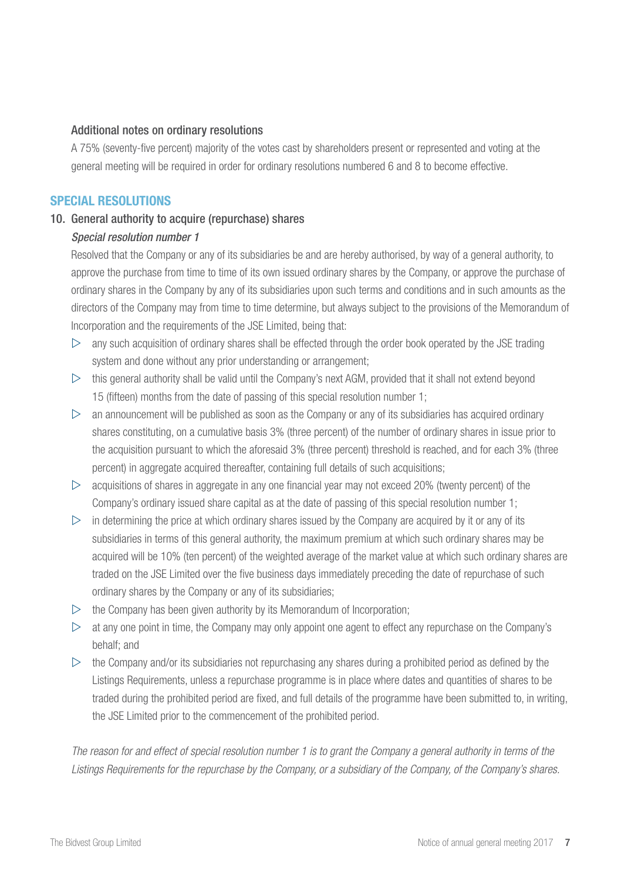### Additional notes on ordinary resolutions

A 75% (seventy-five percent) majority of the votes cast by shareholders present or represented and voting at the general meeting will be required in order for ordinary resolutions numbered 6 and 8 to become effective.

## SPECIAL RESOLUTIONS

### 10. General authority to acquire (repurchase) shares

*Special resolution number 1*

Resolved that the Company or any of its subsidiaries be and are hereby authorised, by way of a general authority, to approve the purchase from time to time of its own issued ordinary shares by the Company, or approve the purchase of ordinary shares in the Company by any of its subsidiaries upon such terms and conditions and in such amounts as the directors of the Company may from time to time determine, but always subject to the provisions of the Memorandum of Incorporation and the requirements of the JSE Limited, being that:

- any such acquisition of ordinary shares shall be effected through the order book operated by the JSE trading system and done without any prior understanding or arrangement;
- this general authority shall be valid until the Company's next AGM, provided that it shall not extend beyond 15 (fifteen) months from the date of passing of this special resolution number 1;
- an announcement will be published as soon as the Company or any of its subsidiaries has acquired ordinary shares constituting, on a cumulative basis 3% (three percent) of the number of ordinary shares in issue prior to the acquisition pursuant to which the aforesaid 3% (three percent) threshold is reached, and for each 3% (three percent) in aggregate acquired thereafter, containing full details of such acquisitions;
- acquisitions of shares in aggregate in any one financial year may not exceed 20% (twenty percent) of the Company's ordinary issued share capital as at the date of passing of this special resolution number 1;
- in determining the price at which ordinary shares issued by the Company are acquired by it or any of its subsidiaries in terms of this general authority, the maximum premium at which such ordinary shares may be acquired will be 10% (ten percent) of the weighted average of the market value at which such ordinary shares are traded on the JSE Limited over the five business days immediately preceding the date of repurchase of such ordinary shares by the Company or any of its subsidiaries;
- the Company has been given authority by its Memorandum of Incorporation;
- at any one point in time, the Company may only appoint one agent to effect any repurchase on the Company's behalf; and
- the Company and/or its subsidiaries not repurchasing any shares during a prohibited period as defined by the Listings Requirements, unless a repurchase programme is in place where dates and quantities of shares to be traded during the prohibited period are fixed, and full details of the programme have been submitted to, in writing, the JSE Limited prior to the commencement of the prohibited period.

*The reason for and effect of special resolution number 1 is to grant the Company a general authority in terms of the Listings Requirements for the repurchase by the Company, or a subsidiary of the Company, of the Company's shares.*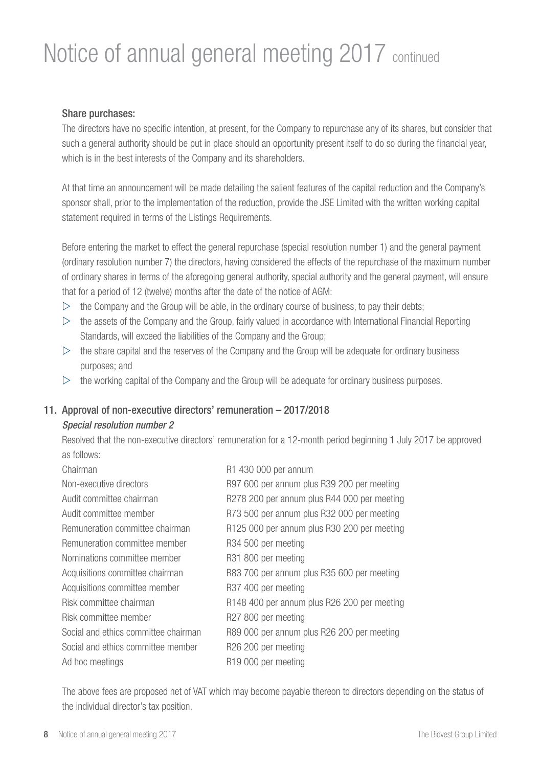# Notice of annual general meeting 2017 continued

**Share purchases:**

The directors have no specific intention, at present, for the Company to repurchase any of its shares, but consider that such a general authority should be put in place should an opportunity present itself to do so during the financial year, which is in the best interests of the Company and its shareholders.

At that time an announcement will be made detailing the salient features of the capital reduction and the Company's sponsor shall, prior to the implementation of the reduction, provide the JSE Limited with the written working capital statement required in terms of the Listings Requirements.

Before entering the market to effect the general repurchase (special resolution number 1) and the general payment (ordinary resolution number 7) the directors, having considered the effects of the repurchase of the maximum number of ordinary shares in terms of the aforegoing general authority, special authority and the general payment, will ensure that for a period of 12 (twelve) months after the date of the notice of AGM:

- the Company and the Group will be able, in the ordinary course of business, to pay their debts;
- the assets of the Company and the Group, fairly valued in accordance with International Financial Reporting Standards, will exceed the liabilities of the Company and the Group;
- the share capital and the reserves of the Company and the Group will be adequate for ordinary business purposes; and
- the working capital of the Company and the Group will be adequate for ordinary business purposes.

## 11. Approval of non-executive directors' remuneration – 2017/2018

*Special resolution number 2*

Resolved that the non-executive directors' remuneration for a 12-month period beginning 1 July 2017 be approved as follows:

| | |
|---|---|
| Chairman | R1 430 000 per annum |
| Non-executive directors | R97 600 per annum plus R39 200 per meeting |
| Audit committee chairman | R278 200 per annum plus R44 000 per meeting |
| Audit committee member | R73 500 per annum plus R32 000 per meeting |
| Remuneration committee chairman | R125 000 per annum plus R30 200 per meeting |
| Remuneration committee member | R34 500 per meeting |
| Nominations committee member | R31 800 per meeting |
| Acquisitions committee chairman | R83 700 per annum plus R35 600 per meeting |
| Acquisitions committee member | R37 400 per meeting |
| Risk committee chairman | R148 400 per annum plus R26 200 per meeting |
| Risk committee member | R27 800 per meeting |
| Social and ethics committee chairman | R89 000 per annum plus R26 200 per meeting |
| Social and ethics committee member | R26 200 per meeting |
| Ad hoc meetings | R19 000 per meeting |

The above fees are proposed net of VAT which may become payable thereon to directors depending on the status of the individual director's tax position.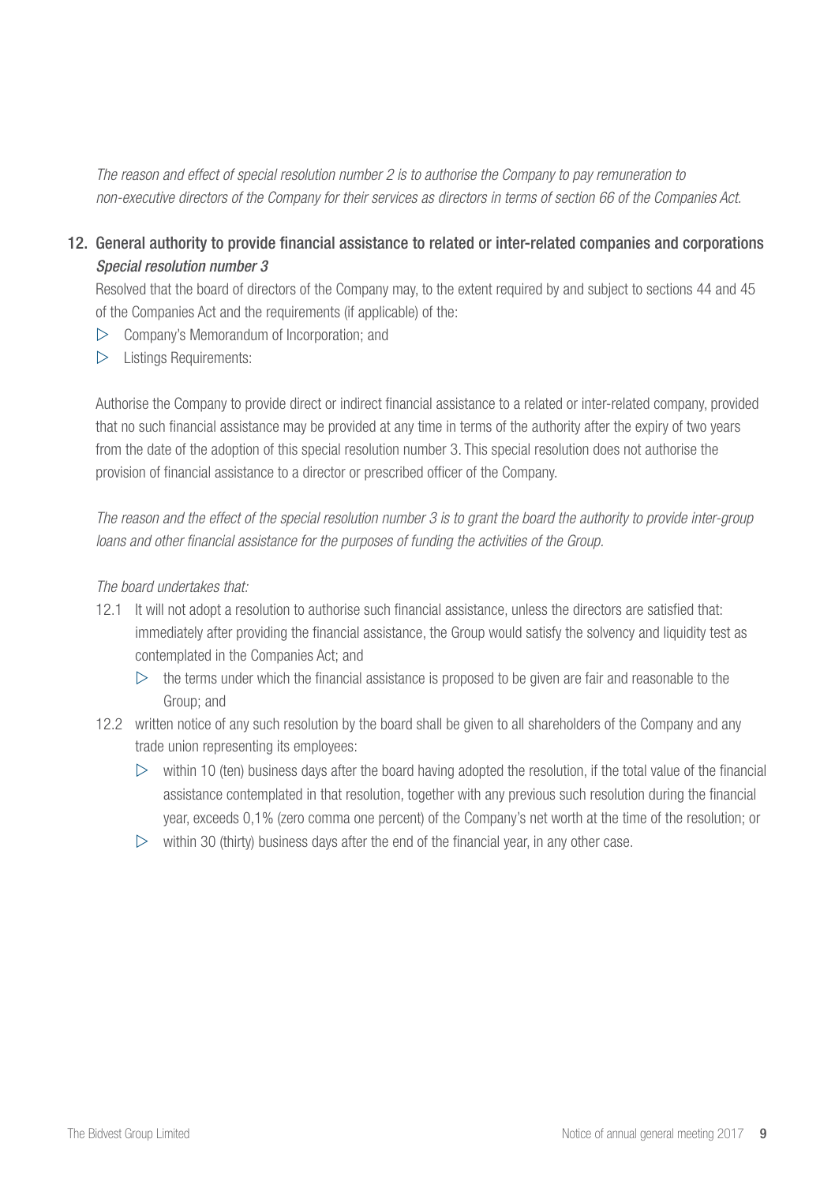*The reason and effect of special resolution number 2 is to authorise the Company to pay remuneration to non-executive directors of the Company for their services as directors in terms of section 66 of the Companies Act.*

## 12. General authority to provide financial assistance to related or inter-related companies and corporations

*Special resolution number 3*

Resolved that the board of directors of the Company may, to the extent required by and subject to sections 44 and 45 of the Companies Act and the requirements (if applicable) of the:

- Company's Memorandum of Incorporation; and
- Listings Requirements:

Authorise the Company to provide direct or indirect financial assistance to a related or inter-related company, provided that no such financial assistance may be provided at any time in terms of the authority after the expiry of two years from the date of the adoption of this special resolution number 3. This special resolution does not authorise the provision of financial assistance to a director or prescribed officer of the Company.

*The reason and the effect of the special resolution number 3 is to grant the board the authority to provide inter-group loans and other financial assistance for the purposes of funding the activities of the Group.*

*The board undertakes that:*

12.1 It will not adopt a resolution to authorise such financial assistance, unless the directors are satisfied that: immediately after providing the financial assistance, the Group would satisfy the solvency and liquidity test as contemplated in the Companies Act; and

- the terms under which the financial assistance is proposed to be given are fair and reasonable to the Group; and

12.2 written notice of any such resolution by the board shall be given to all shareholders of the Company and any trade union representing its employees:

- within 10 (ten) business days after the board having adopted the resolution, if the total value of the financial assistance contemplated in that resolution, together with any previous such resolution during the financial year, exceeds 0,1% (zero comma one percent) of the Company's net worth at the time of the resolution; or
- within 30 (thirty) business days after the end of the financial year, in any other case.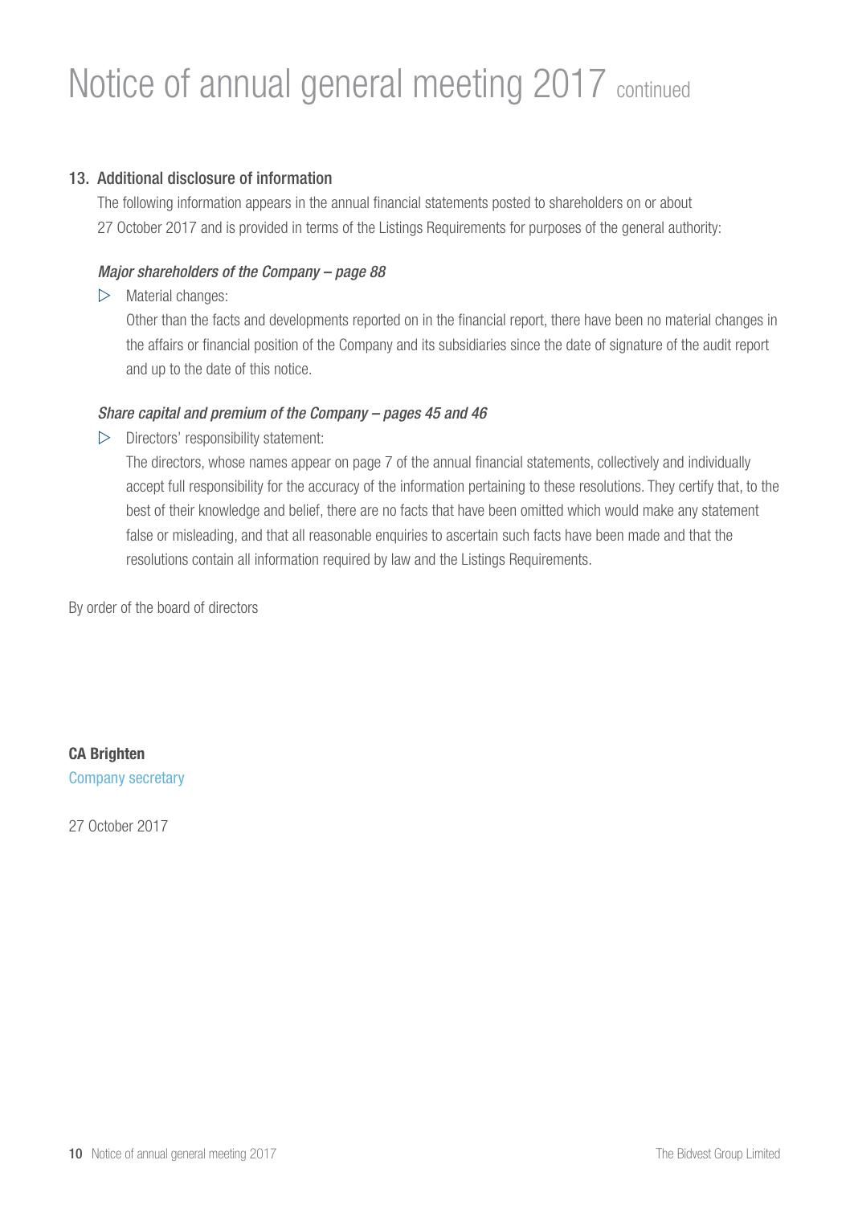# Notice of annual general meeting 2017 continued

## 13. Additional disclosure of information

The following information appears in the annual financial statements posted to shareholders on or about 27 October 2017 and is provided in terms of the Listings Requirements for purposes of the general authority:

*Major shareholders of the Company – page 88*

- Material changes:

  Other than the facts and developments reported on in the financial report, there have been no material changes in the affairs or financial position of the Company and its subsidiaries since the date of signature of the audit report and up to the date of this notice.

*Share capital and premium of the Company – pages 45 and 46*

- Directors' responsibility statement:

  The directors, whose names appear on page 7 of the annual financial statements, collectively and individually accept full responsibility for the accuracy of the information pertaining to these resolutions. They certify that, to the best of their knowledge and belief, there are no facts that have been omitted which would make any statement false or misleading, and that all reasonable enquiries to ascertain such facts have been made and that the resolutions contain all information required by law and the Listings Requirements.

By order of the board of directors

**CA Brighten**
Company secretary

27 October 2017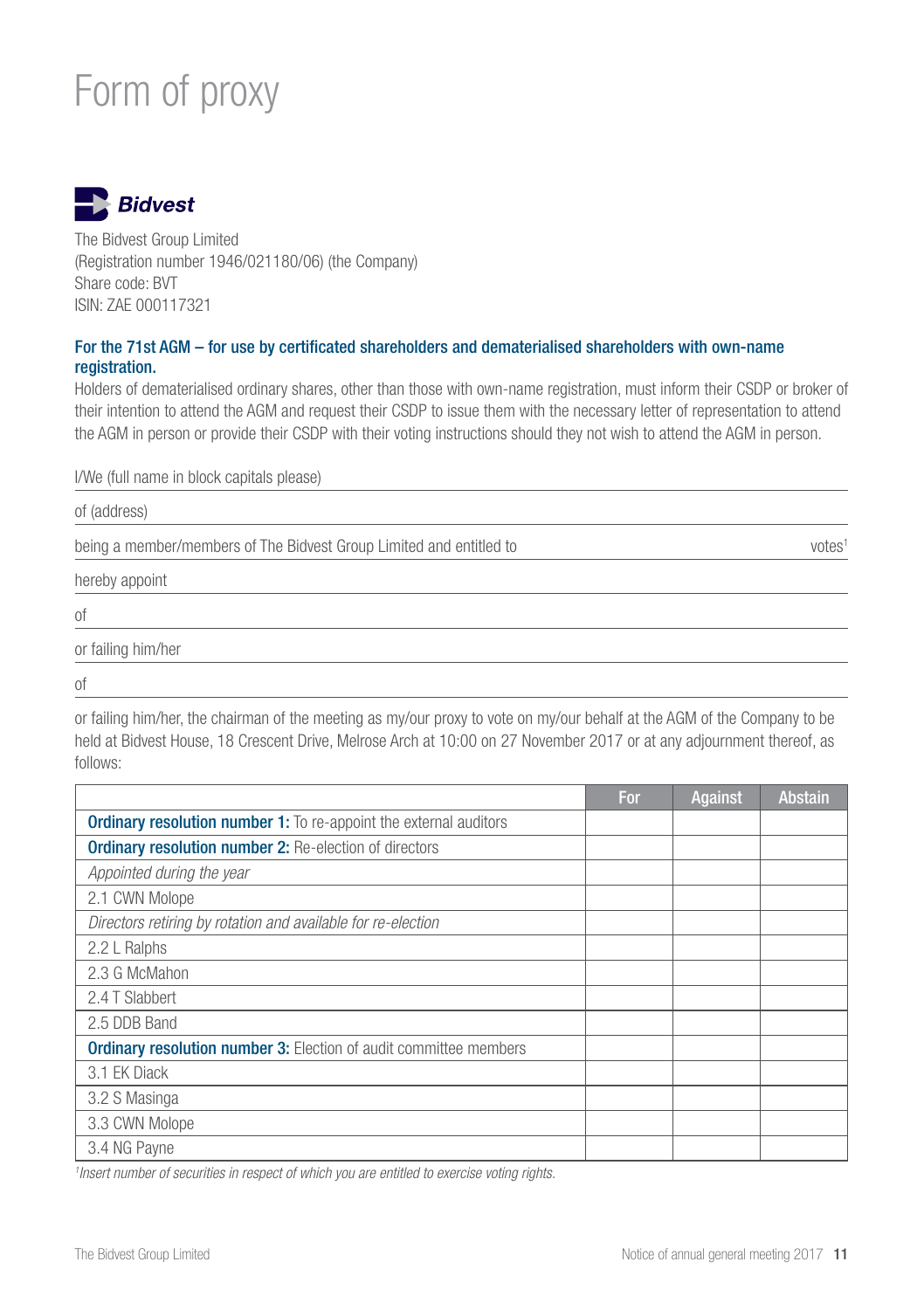# Form of proxy

**Bidvest**

The Bidvest Group Limited
(Registration number 1946/021180/06) (the Company)
Share code: BVT
ISIN: ZAE 000117321

### For the 71st AGM – for use by certificated shareholders and dematerialised shareholders with own-name registration.

Holders of dematerialised ordinary shares, other than those with own-name registration, must inform their CSDP or broker of their intention to attend the AGM and request their CSDP to issue them with the necessary letter of representation to attend the AGM in person or provide their CSDP with their voting instructions should they not wish to attend the AGM in person.

I/We (full name in block capitals please) ______________________________

of (address) ______________________________

being a member/members of The Bidvest Group Limited and entitled to ______________________________ votes[1]

hereby appoint ______________________________

of ______________________________

or failing him/her ______________________________

of ______________________________

or failing him/her, the chairman of the meeting as my/our proxy to vote on my/our behalf at the AGM of the Company to be held at Bidvest House, 18 Crescent Drive, Melrose Arch at 10:00 on 27 November 2017 or at any adjournment thereof, as follows:

| | For | Against | Abstain |
|---|---|---|---|
| **Ordinary resolution number 1:** To re-appoint the external auditors | | | |
| **Ordinary resolution number 2:** Re-election of directors | | | |
| *Appointed during the year* | | | |
| 2.1 CWN Molope | | | |
| *Directors retiring by rotation and available for re-election* | | | |
| 2.2 L Ralphs | | | |
| 2.3 G McMahon | | | |
| 2.4 T Slabbert | | | |
| 2.5 DDB Band | | | |
| **Ordinary resolution number 3:** Election of audit committee members | | | |
| 3.1 EK Diack | | | |
| 3.2 S Masinga | | | |
| 3.3 CWN Molope | | | |
| 3.4 NG Payne | | | |

*[1]Insert number of securities in respect of which you are entitled to exercise voting rights.*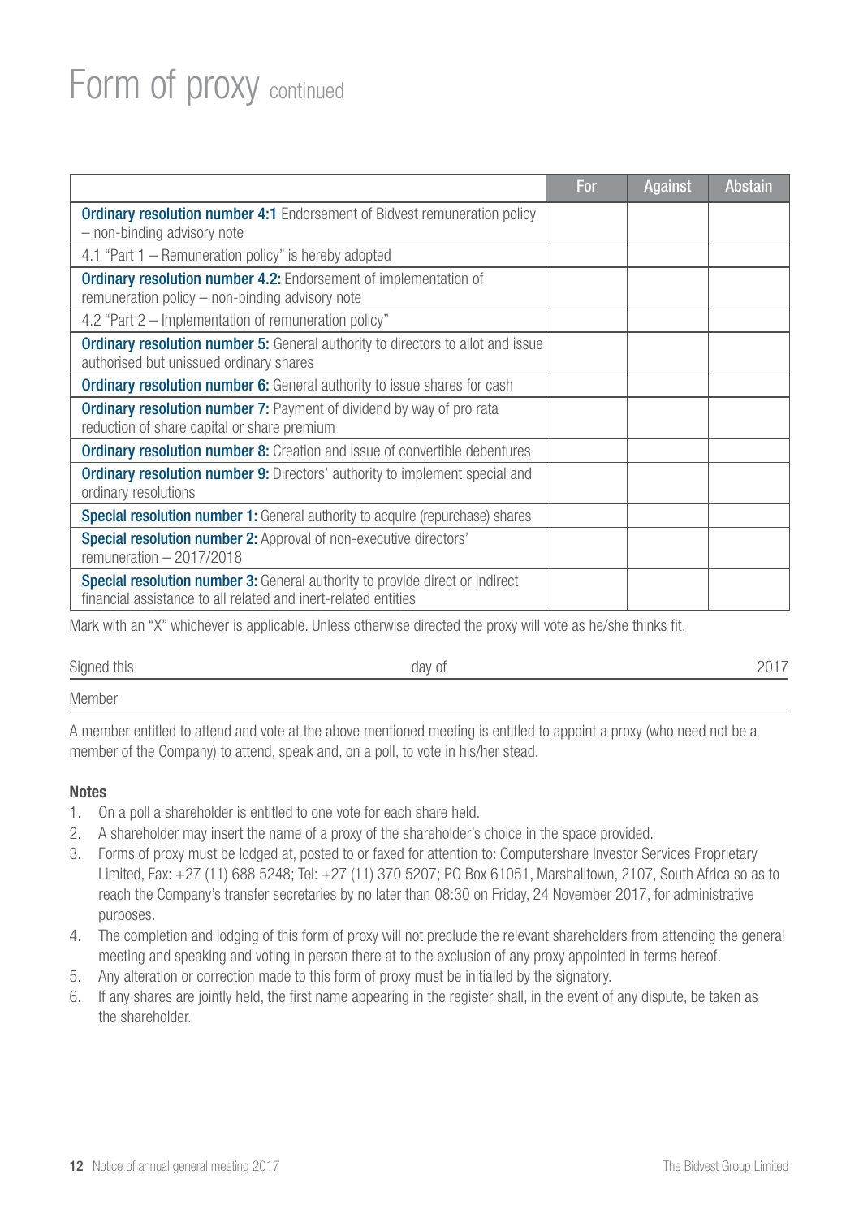# Form of proxy continued

| | For | Against | Abstain |
|---|---|---|---|
| **Ordinary resolution number 4:1** Endorsement of Bidvest remuneration policy – non-binding advisory note | | | |
| 4.1 "Part 1 – Remuneration policy" is hereby adopted | | | |
| **Ordinary resolution number 4.2:** Endorsement of implementation of remuneration policy – non-binding advisory note | | | |
| 4.2 "Part 2 – Implementation of remuneration policy" | | | |
| **Ordinary resolution number 5:** General authority to directors to allot and issue authorised but unissued ordinary shares | | | |
| **Ordinary resolution number 6:** General authority to issue shares for cash | | | |
| **Ordinary resolution number 7:** Payment of dividend by way of pro rata reduction of share capital or share premium | | | |
| **Ordinary resolution number 8:** Creation and issue of convertible debentures | | | |
| **Ordinary resolution number 9:** Directors' authority to implement special and ordinary resolutions | | | |
| **Special resolution number 1:** General authority to acquire (repurchase) shares | | | |
| **Special resolution number 2:** Approval of non-executive directors' remuneration – 2017/2018 | | | |
| **Special resolution number 3:** General authority to provide direct or indirect financial assistance to all related and inert-related entities | | | |

Mark with an "X" whichever is applicable. Unless otherwise directed the proxy will vote as he/she thinks fit.

Signed this ____________ day of ____________ 2017

Member ____________

A member entitled to attend and vote at the above mentioned meeting is entitled to appoint a proxy (who need not be a member of the Company) to attend, speak and, on a poll, to vote in his/her stead.

**Notes**

1. On a poll a shareholder is entitled to one vote for each share held.
2. A shareholder may insert the name of a proxy of the shareholder's choice in the space provided.
3. Forms of proxy must be lodged at, posted to or faxed for attention to: Computershare Investor Services Proprietary Limited, Fax: +27 (11) 688 5248; Tel: +27 (11) 370 5207; PO Box 61051, Marshalltown, 2107, South Africa so as to reach the Company's transfer secretaries by no later than 08:30 on Friday, 24 November 2017, for administrative purposes.
4. The completion and lodging of this form of proxy will not preclude the relevant shareholders from attending the general meeting and speaking and voting in person there at to the exclusion of any proxy appointed in terms hereof.
5. Any alteration or correction made to this form of proxy must be initialled by the signatory.
6. If any shares are jointly held, the first name appearing in the register shall, in the event of any dispute, be taken as the shareholder.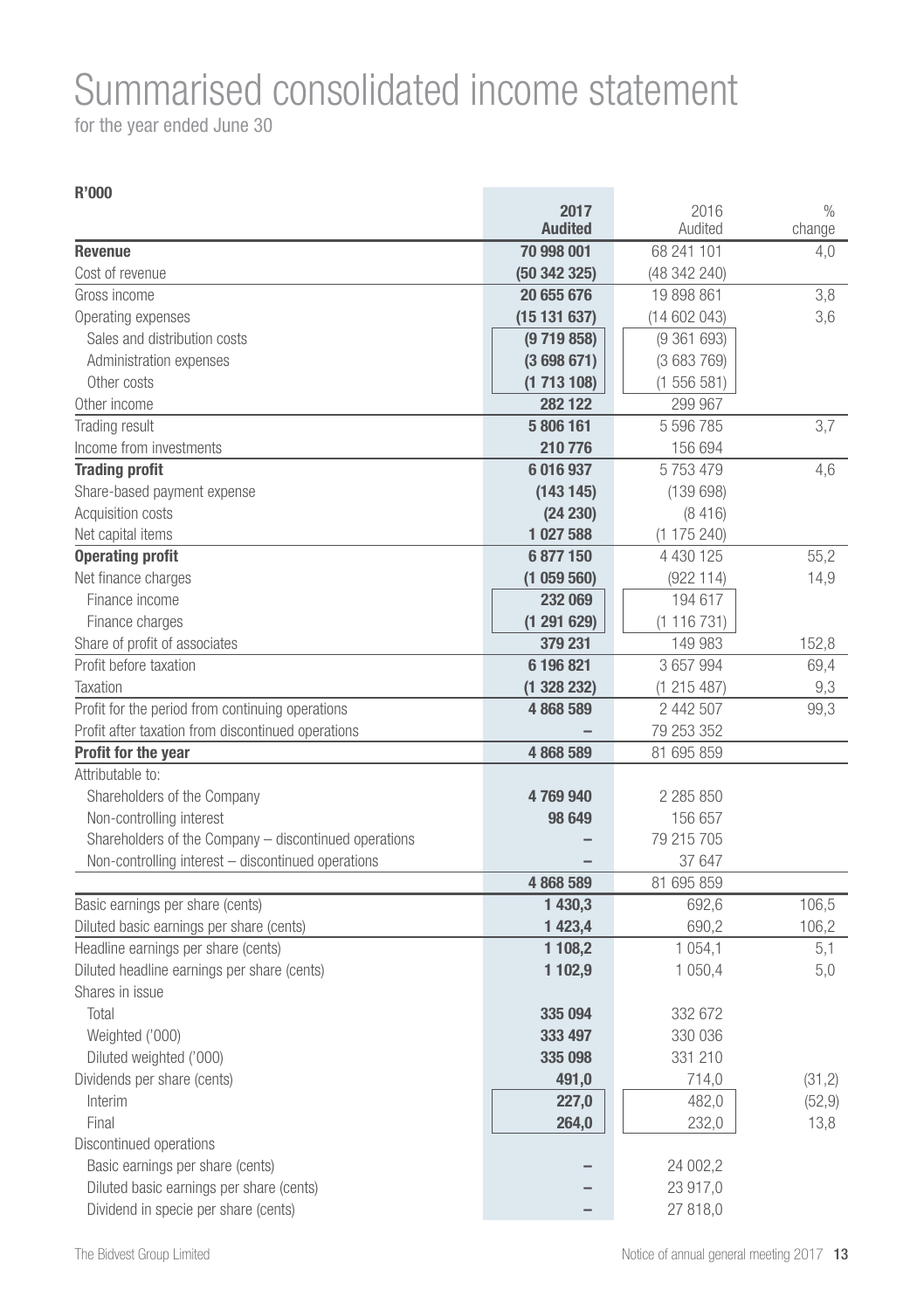# Summarised consolidated income statement

for the year ended June 30

**R'000**

| | 2017 Audited | 2016 Audited | % change |
|---|---|---|---|
| **Revenue** | **70 998 001** | 68 241 101 | 4,0 |
| Cost of revenue | **(50 342 325)** | (48 342 240) | |
| Gross income | **20 655 676** | 19 898 861 | 3,8 |
| Operating expenses | **(15 131 637)** | (14 602 043) | 3,6 |
| Sales and distribution costs | **(9 719 858)** | (9 361 693) | |
| Administration expenses | **(3 698 671)** | (3 683 769) | |
| Other costs | **(1 713 108)** | (1 556 581) | |
| Other income | **282 122** | 299 967 | |
| Trading result | **5 806 161** | 5 596 785 | 3,7 |
| Income from investments | **210 776** | 156 694 | |
| **Trading profit** | **6 016 937** | 5 753 479 | 4,6 |
| Share-based payment expense | **(143 145)** | (139 698) | |
| Acquisition costs | **(24 230)** | (8 416) | |
| Net capital items | **1 027 588** | (1 175 240) | |
| **Operating profit** | **6 877 150** | 4 430 125 | 55,2 |
| Net finance charges | **(1 059 560)** | (922 114) | 14,9 |
| Finance income | **232 069** | 194 617 | |
| Finance charges | **(1 291 629)** | (1 116 731) | |
| Share of profit of associates | **379 231** | 149 983 | 152,8 |
| Profit before taxation | **6 196 821** | 3 657 994 | 69,4 |
| Taxation | **(1 328 232)** | (1 215 487) | 9,3 |
| Profit for the period from continuing operations | **4 868 589** | 2 442 507 | 99,3 |
| Profit after taxation from discontinued operations | **–** | 79 253 352 | |
| **Profit for the year** | **4 868 589** | 81 695 859 | |
| Attributable to: | | | |
| Shareholders of the Company | **4 769 940** | 2 285 850 | |
| Non-controlling interest | **98 649** | 156 657 | |
| Shareholders of the Company – discontinued operations | **–** | 79 215 705 | |
| Non-controlling interest – discontinued operations | **–** | 37 647 | |
| | **4 868 589** | 81 695 859 | |
| Basic earnings per share (cents) | **1 430,3** | 692,6 | 106,5 |
| Diluted basic earnings per share (cents) | **1 423,4** | 690,2 | 106,2 |
| Headline earnings per share (cents) | **1 108,2** | 1 054,1 | 5,1 |
| Diluted headline earnings per share (cents) | **1 102,9** | 1 050,4 | 5,0 |
| Shares in issue | | | |
| Total | **335 094** | 332 672 | |
| Weighted ('000) | **333 497** | 330 036 | |
| Diluted weighted ('000) | **335 098** | 331 210 | |
| Dividends per share (cents) | **491,0** | 714,0 | (31,2) |
| Interim | **227,0** | 482,0 | (52,9) |
| Final | **264,0** | 232,0 | 13,8 |
| Discontinued operations | | | |
| Basic earnings per share (cents) | **–** | 24 002,2 | |
| Diluted basic earnings per share (cents) | **–** | 23 917,0 | |
| Dividend in specie per share (cents) | **–** | 27 818,0 | |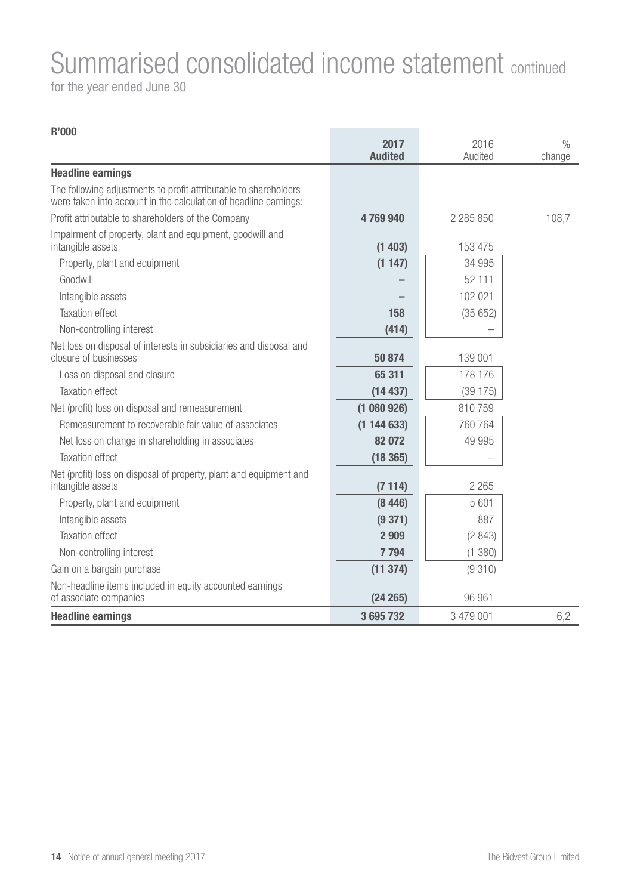# Summarised consolidated income statement continued

for the year ended June 30

**R'000**

| | 2017 Audited | 2016 Audited | % change |
|---|---|---|---|
| **Headline earnings** | | | |
| The following adjustments to profit attributable to shareholders were taken into account in the calculation of headline earnings: | | | |
| Profit attributable to shareholders of the Company | **4 769 940** | 2 285 850 | 108,7 |
| Impairment of property, plant and equipment, goodwill and intangible assets | **(1 403)** | 153 475 | |
| Property, plant and equipment | **(1 147)** | 34 995 | |
| Goodwill | **–** | 52 111 | |
| Intangible assets | **–** | 102 021 | |
| Taxation effect | **158** | (35 652) | |
| Non-controlling interest | **(414)** | – | |
| Net loss on disposal of interests in subsidiaries and disposal and closure of businesses | **50 874** | 139 001 | |
| Loss on disposal and closure | **65 311** | 178 176 | |
| Taxation effect | **(14 437)** | (39 175) | |
| Net (profit) loss on disposal and remeasurement | **(1 080 926)** | 810 759 | |
| Remeasurement to recoverable fair value of associates | **(1 144 633)** | 760 764 | |
| Net loss on change in shareholding in associates | **82 072** | 49 995 | |
| Taxation effect | **(18 365)** | – | |
| Net (profit) loss on disposal of property, plant and equipment and intangible assets | **(7 114)** | 2 265 | |
| Property, plant and equipment | **(8 446)** | 5 601 | |
| Intangible assets | **(9 371)** | 887 | |
| Taxation effect | **2 909** | (2 843) | |
| Non-controlling interest | **7 794** | (1 380) | |
| Gain on a bargain purchase | **(11 374)** | (9 310) | |
| Non-headline items included in equity accounted earnings of associate companies | **(24 265)** | 96 961 | |
| **Headline earnings** | **3 695 732** | 3 479 001 | 6,2 |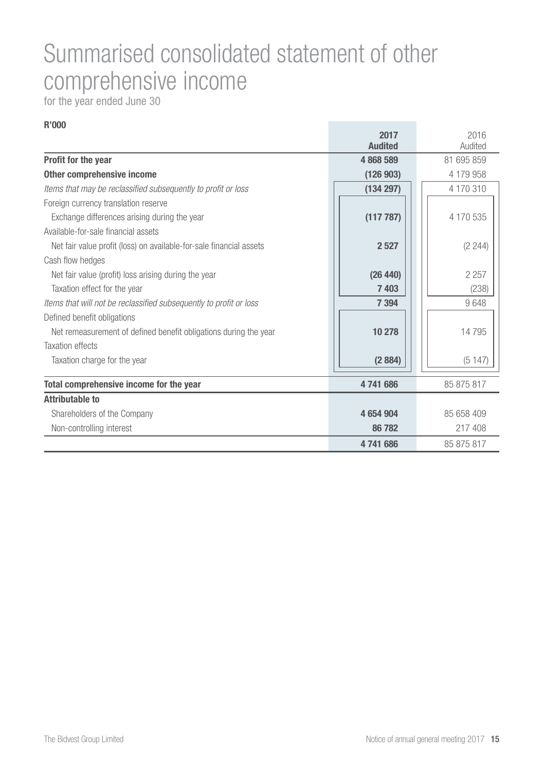# Summarised consolidated statement of other comprehensive income

for the year ended June 30

**R'000**

| | **2017 Audited** | 2016 Audited |
|---|---|---|
| **Profit for the year** | **4 868 589** | 81 695 859 |
| **Other comprehensive income** | **(126 903)** | 4 179 958 |
| *Items that may be reclassified subsequently to profit or loss* | **(134 297)** | 4 170 310 |
| Foreign currency translation reserve | | |
| Exchange differences arising during the year | **(117 787)** | 4 170 535 |
| Available-for-sale financial assets | | |
| Net fair value profit (loss) on available-for-sale financial assets | **2 527** | (2 244) |
| Cash flow hedges | | |
| Net fair value (profit) loss arising during the year | **(26 440)** | 2 257 |
| Taxation effect for the year | **7 403** | (238) |
| *Items that will not be reclassified subsequently to profit or loss* | **7 394** | 9 648 |
| Defined benefit obligations | | |
| Net remeasurement of defined benefit obligations during the year | **10 278** | 14 795 |
| Taxation effects | | |
| Taxation charge for the year | **(2 884)** | (5 147) |
| **Total comprehensive income for the year** | **4 741 686** | 85 875 817 |
| **Attributable to** | | |
| Shareholders of the Company | **4 654 904** | 85 658 409 |
| Non-controlling interest | **86 782** | 217 408 |
| | **4 741 686** | 85 875 817 |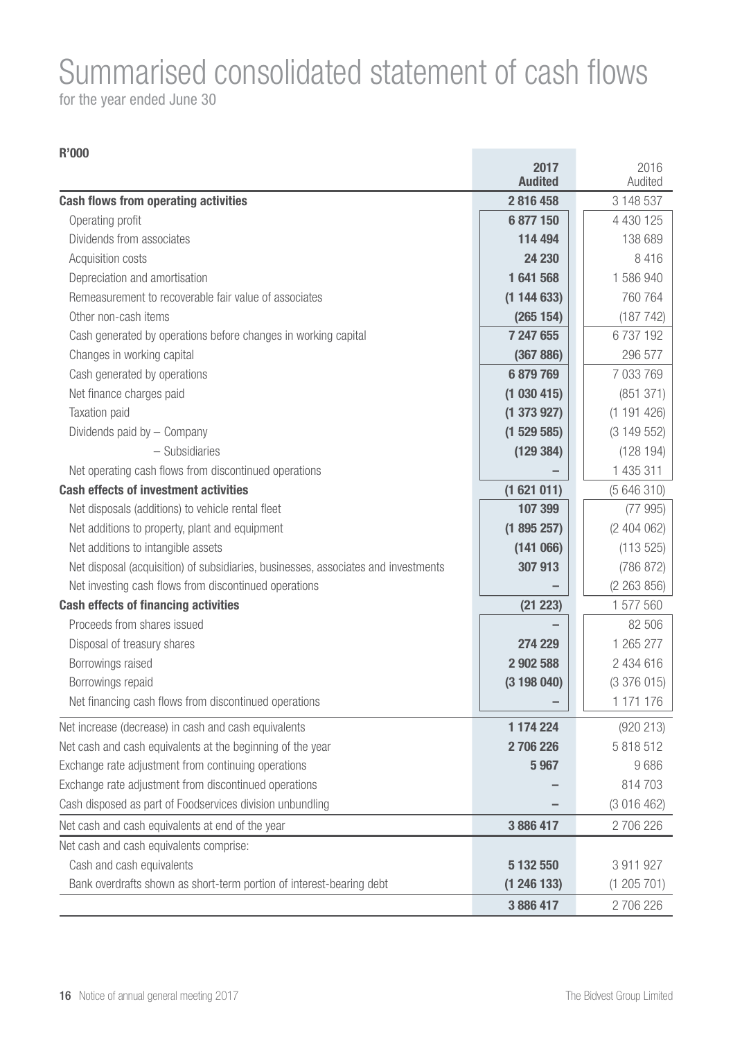# Summarised consolidated statement of cash flows

for the year ended June 30

| R'000 | 2017 Audited | 2016 Audited |
|---|---|---|
| **Cash flows from operating activities** | **2 816 458** | 3 148 537 |
| Operating profit | **6 877 150** | 4 430 125 |
| Dividends from associates | **114 494** | 138 689 |
| Acquisition costs | **24 230** | 8 416 |
| Depreciation and amortisation | **1 641 568** | 1 586 940 |
| Remeasurement to recoverable fair value of associates | **(1 144 633)** | 760 764 |
| Other non-cash items | **(265 154)** | (187 742) |
| Cash generated by operations before changes in working capital | **7 247 655** | 6 737 192 |
| Changes in working capital | **(367 886)** | 296 577 |
| Cash generated by operations | **6 879 769** | 7 033 769 |
| Net finance charges paid | **(1 030 415)** | (851 371) |
| Taxation paid | **(1 373 927)** | (1 191 426) |
| Dividends paid by – Company | **(1 529 585)** | (3 149 552) |
| – Subsidiaries | **(129 384)** | (128 194) |
| Net operating cash flows from discontinued operations | **–** | 1 435 311 |
| **Cash effects of investment activities** | **(1 621 011)** | (5 646 310) |
| Net disposals (additions) to vehicle rental fleet | **107 399** | (77 995) |
| Net additions to property, plant and equipment | **(1 895 257)** | (2 404 062) |
| Net additions to intangible assets | **(141 066)** | (113 525) |
| Net disposal (acquisition) of subsidiaries, businesses, associates and investments | **307 913** | (786 872) |
| Net investing cash flows from discontinued operations | **–** | (2 263 856) |
| **Cash effects of financing activities** | **(21 223)** | 1 577 560 |
| Proceeds from shares issued | **–** | 82 506 |
| Disposal of treasury shares | **274 229** | 1 265 277 |
| Borrowings raised | **2 902 588** | 2 434 616 |
| Borrowings repaid | **(3 198 040)** | (3 376 015) |
| Net financing cash flows from discontinued operations | **–** | 1 171 176 |
| Net increase (decrease) in cash and cash equivalents | **1 174 224** | (920 213) |
| Net cash and cash equivalents at the beginning of the year | **2 706 226** | 5 818 512 |
| Exchange rate adjustment from continuing operations | **5 967** | 9 686 |
| Exchange rate adjustment from discontinued operations | **–** | 814 703 |
| Cash disposed as part of Foodservices division unbundling | **–** | (3 016 462) |
| Net cash and cash equivalents at end of the year | **3 886 417** | 2 706 226 |
| Net cash and cash equivalents comprise: | | |
| Cash and cash equivalents | **5 132 550** | 3 911 927 |
| Bank overdrafts shown as short-term portion of interest-bearing debt | **(1 246 133)** | (1 205 701) |
| | **3 886 417** | 2 706 226 |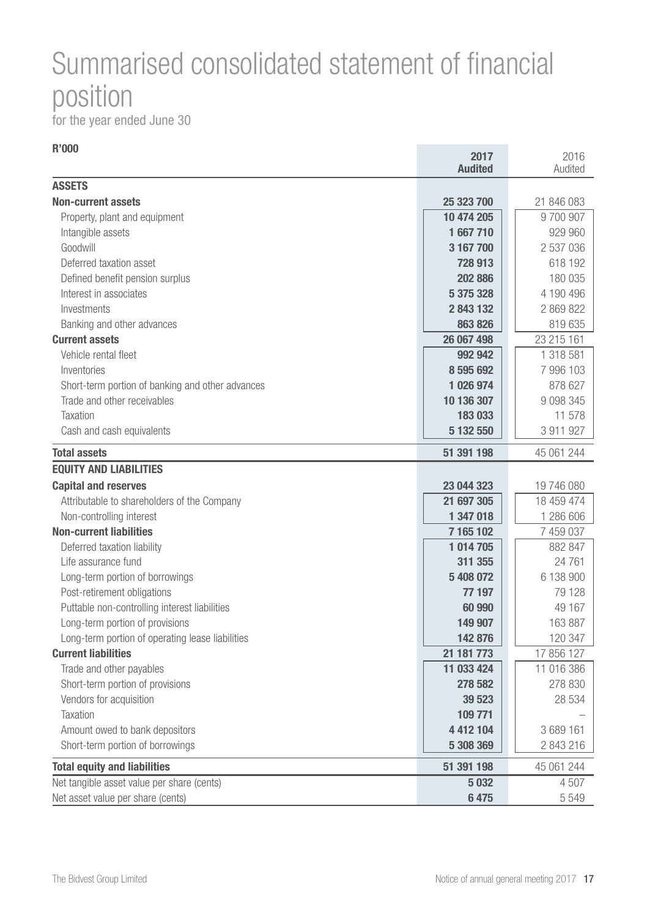# Summarised consolidated statement of financial position

for the year ended June 30

| R'000 | 2017 Audited | 2016 Audited |
|---|---|---|
| **ASSETS** | | |
| **Non-current assets** | **25 323 700** | 21 846 083 |
| Property, plant and equipment | **10 474 205** | 9 700 907 |
| Intangible assets | **1 667 710** | 929 960 |
| Goodwill | **3 167 700** | 2 537 036 |
| Deferred taxation asset | **728 913** | 618 192 |
| Defined benefit pension surplus | **202 886** | 180 035 |
| Interest in associates | **5 375 328** | 4 190 496 |
| Investments | **2 843 132** | 2 869 822 |
| Banking and other advances | **863 826** | 819 635 |
| **Current assets** | **26 067 498** | 23 215 161 |
| Vehicle rental fleet | **992 942** | 1 318 581 |
| Inventories | **8 595 692** | 7 996 103 |
| Short-term portion of banking and other advances | **1 026 974** | 878 627 |
| Trade and other receivables | **10 136 307** | 9 098 345 |
| Taxation | **183 033** | 11 578 |
| Cash and cash equivalents | **5 132 550** | 3 911 927 |
| **Total assets** | **51 391 198** | 45 061 244 |
| **EQUITY AND LIABILITIES** | | |
| **Capital and reserves** | **23 044 323** | 19 746 080 |
| Attributable to shareholders of the Company | **21 697 305** | 18 459 474 |
| Non-controlling interest | **1 347 018** | 1 286 606 |
| **Non-current liabilities** | **7 165 102** | 7 459 037 |
| Deferred taxation liability | **1 014 705** | 882 847 |
| Life assurance fund | **311 355** | 24 761 |
| Long-term portion of borrowings | **5 408 072** | 6 138 900 |
| Post-retirement obligations | **77 197** | 79 128 |
| Puttable non-controlling interest liabilities | **60 990** | 49 167 |
| Long-term portion of provisions | **149 907** | 163 887 |
| Long-term portion of operating lease liabilities | **142 876** | 120 347 |
| **Current liabilities** | **21 181 773** | 17 856 127 |
| Trade and other payables | **11 033 424** | 11 016 386 |
| Short-term portion of provisions | **278 582** | 278 830 |
| Vendors for acquisition | **39 523** | 28 534 |
| Taxation | **109 771** | – |
| Amount owed to bank depositors | **4 412 104** | 3 689 161 |
| Short-term portion of borrowings | **5 308 369** | 2 843 216 |
| **Total equity and liabilities** | **51 391 198** | 45 061 244 |
| Net tangible asset value per share (cents) | **5 032** | 4 507 |
| Net asset value per share (cents) | **6 475** | 5 549 |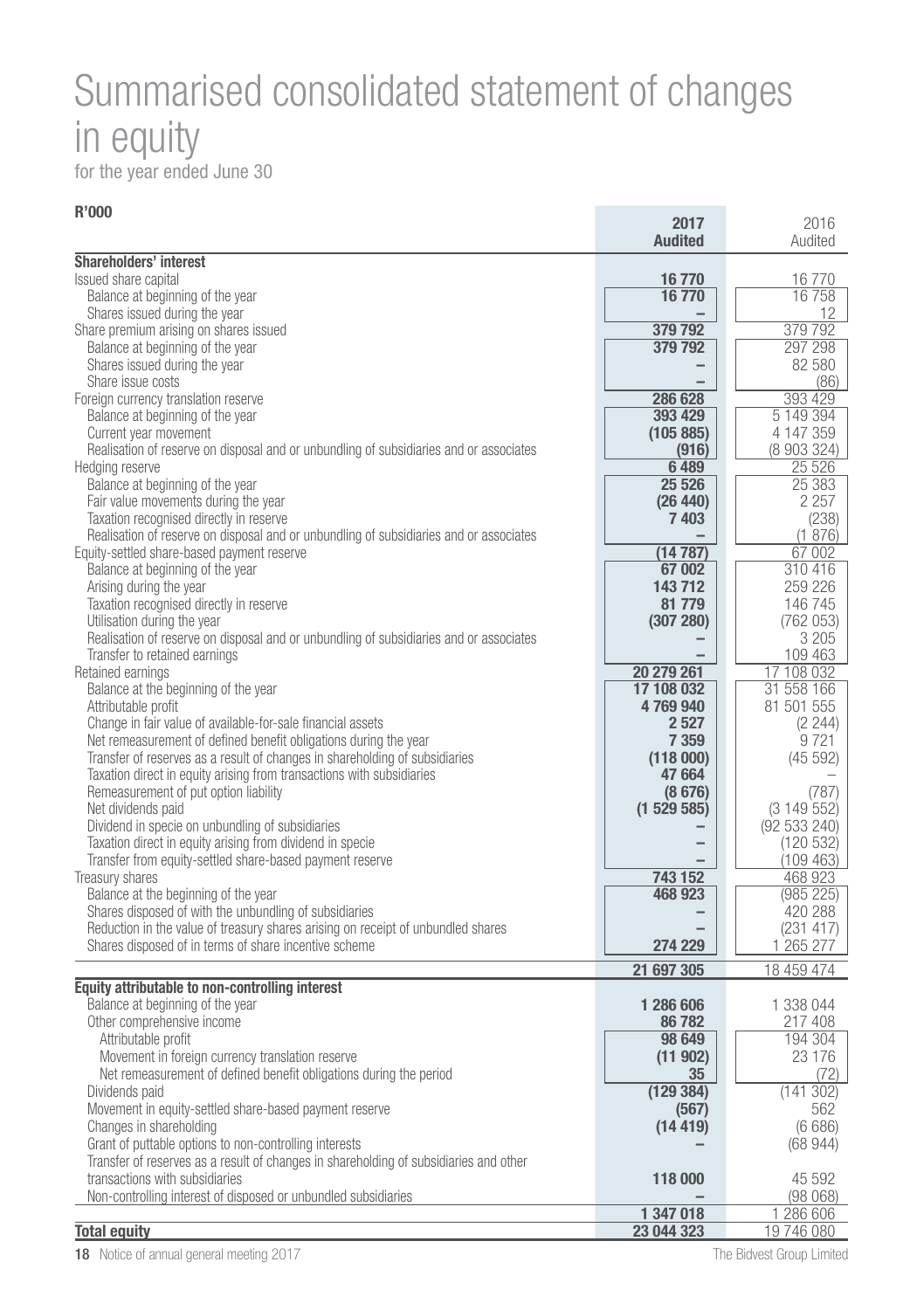# Summarised consolidated statement of changes in equity

for the year ended June 30

| R'000 | 2017 Audited | 2016 Audited |
|---|---|---|
| **Shareholders' interest** | | |
| Issued share capital | **16 770** | 16 770 |
| Balance at beginning of the year | **16 770** | 16 758 |
| Shares issued during the year | **–** | 12 |
| Share premium arising on shares issued | **379 792** | 379 792 |
| Balance at beginning of the year | **379 792** | 297 298 |
| Shares issued during the year | **–** | 82 580 |
| Share issue costs | **–** | (86) |
| Foreign currency translation reserve | **286 628** | 393 429 |
| Balance at beginning of the year | **393 429** | 5 149 394 |
| Current year movement | **(105 885)** | 4 147 359 |
| Realisation of reserve on disposal and or unbundling of subsidiaries and or associates | **(916)** | (8 903 324) |
| Hedging reserve | **6 489** | 25 526 |
| Balance at beginning of the year | **25 526** | 25 383 |
| Fair value movements during the year | **(26 440)** | 2 257 |
| Taxation recognised directly in reserve | **7 403** | (238) |
| Realisation of reserve on disposal and or unbundling of subsidiaries and or associates | **–** | (1 876) |
| Equity-settled share-based payment reserve | **(14 787)** | 67 002 |
| Balance at beginning of the year | **67 002** | 310 416 |
| Arising during the year | **143 712** | 259 226 |
| Taxation recognised directly in reserve | **81 779** | 146 745 |
| Utilisation during the year | **(307 280)** | (762 053) |
| Realisation of reserve on disposal and or unbundling of subsidiaries and or associates | **–** | 3 205 |
| Transfer to retained earnings | **–** | 109 463 |
| Retained earnings | **20 279 261** | 17 108 032 |
| Balance at the beginning of the year | **17 108 032** | 31 558 166 |
| Attributable profit | **4 769 940** | 81 501 555 |
| Change in fair value of available-for-sale financial assets | **2 527** | (2 244) |
| Net remeasurement of defined benefit obligations during the year | **7 359** | 9 721 |
| Transfer of reserves as a result of changes in shareholding of subsidiaries | **(118 000)** | (45 592) |
| Taxation direct in equity arising from transactions with subsidiaries | **47 664** | – |
| Remeasurement of put option liability | **(8 676)** | (787) |
| Net dividends paid | **(1 529 585)** | (3 149 552) |
| Dividend in specie on unbundling of subsidiaries | **–** | (92 533 240) |
| Taxation direct in equity arising from dividend in specie | **–** | (120 532) |
| Transfer from equity-settled share-based payment reserve | **–** | (109 463) |
| Treasury shares | **743 152** | 468 923 |
| Balance at the beginning of the year | **468 923** | (985 225) |
| Shares disposed of with the unbundling of subsidiaries | **–** | 420 288 |
| Reduction in the value of treasury shares arising on receipt of unbundled shares | **–** | (231 417) |
| Shares disposed of in terms of share incentive scheme | **274 229** | 1 265 277 |
| | **21 697 305** | 18 459 474 |
| **Equity attributable to non-controlling interest** | | |
| Balance at beginning of the year | **1 286 606** | 1 338 044 |
| Other comprehensive income | **86 782** | 217 408 |
| Attributable profit | **98 649** | 194 304 |
| Movement in foreign currency translation reserve | **(11 902)** | 23 176 |
| Net remeasurement of defined benefit obligations during the period | **35** | (72) |
| Dividends paid | **(129 384)** | (141 302) |
| Movement in equity-settled share-based payment reserve | **(567)** | 562 |
| Changes in shareholding | **(14 419)** | (6 686) |
| Grant of puttable options to non-controlling interests | **–** | (68 944) |
| Transfer of reserves as a result of changes in shareholding of subsidiaries and other transactions with subsidiaries | **118 000** | 45 592 |
| Non-controlling interest of disposed or unbundled subsidiaries | **–** | (98 068) |
| | **1 347 018** | 1 286 606 |
| **Total equity** | **23 044 323** | 19 746 080 |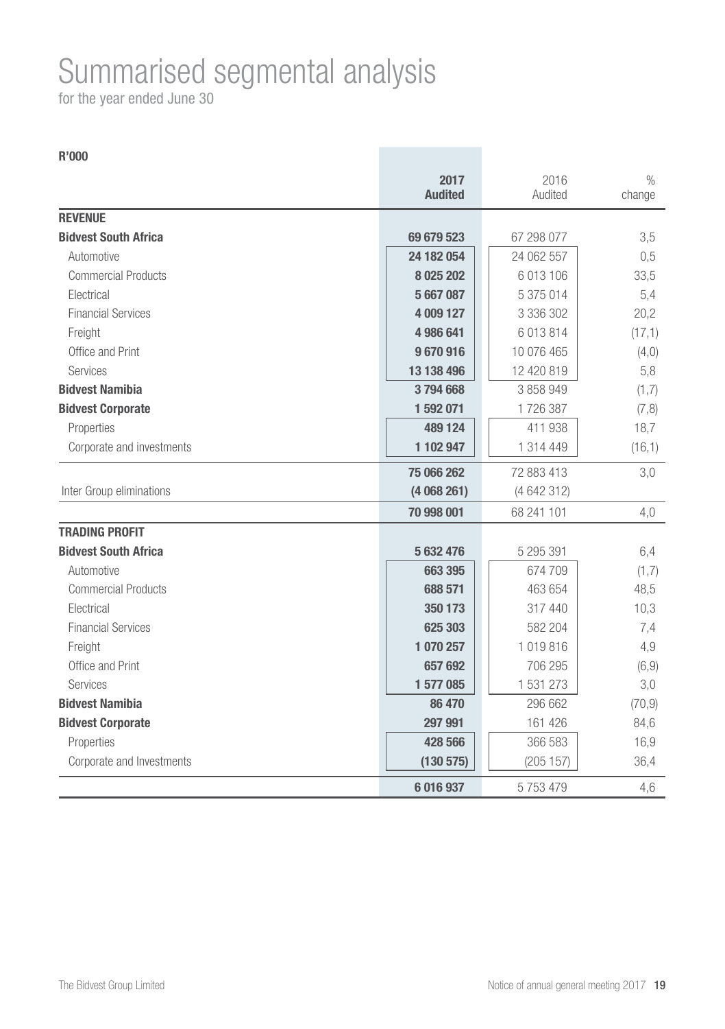# Summarised segmental analysis

for the year ended June 30

| R'000 | 2017 Audited | 2016 Audited | % change |
|---|---|---|---|
| **REVENUE** | | | |
| **Bidvest South Africa** | **69 679 523** | 67 298 077 | 3,5 |
| Automotive | **24 182 054** | 24 062 557 | 0,5 |
| Commercial Products | **8 025 202** | 6 013 106 | 33,5 |
| Electrical | **5 667 087** | 5 375 014 | 5,4 |
| Financial Services | **4 009 127** | 3 336 302 | 20,2 |
| Freight | **4 986 641** | 6 013 814 | (17,1) |
| Office and Print | **9 670 916** | 10 076 465 | (4,0) |
| Services | **13 138 496** | 12 420 819 | 5,8 |
| **Bidvest Namibia** | **3 794 668** | 3 858 949 | (1,7) |
| **Bidvest Corporate** | **1 592 071** | 1 726 387 | (7,8) |
| Properties | **489 124** | 411 938 | 18,7 |
| Corporate and investments | **1 102 947** | 1 314 449 | (16,1) |
| | **75 066 262** | 72 883 413 | 3,0 |
| Inter Group eliminations | **(4 068 261)** | (4 642 312) | |
| | **70 998 001** | 68 241 101 | 4,0 |
| **TRADING PROFIT** | | | |
| **Bidvest South Africa** | **5 632 476** | 5 295 391 | 6,4 |
| Automotive | **663 395** | 674 709 | (1,7) |
| Commercial Products | **688 571** | 463 654 | 48,5 |
| Electrical | **350 173** | 317 440 | 10,3 |
| Financial Services | **625 303** | 582 204 | 7,4 |
| Freight | **1 070 257** | 1 019 816 | 4,9 |
| Office and Print | **657 692** | 706 295 | (6,9) |
| Services | **1 577 085** | 1 531 273 | 3,0 |
| **Bidvest Namibia** | **86 470** | 296 662 | (70,9) |
| **Bidvest Corporate** | **297 991** | 161 426 | 84,6 |
| Properties | **428 566** | 366 583 | 16,9 |
| Corporate and Investments | **(130 575)** | (205 157) | 36,4 |
| | **6 016 937** | 5 753 479 | 4,6 |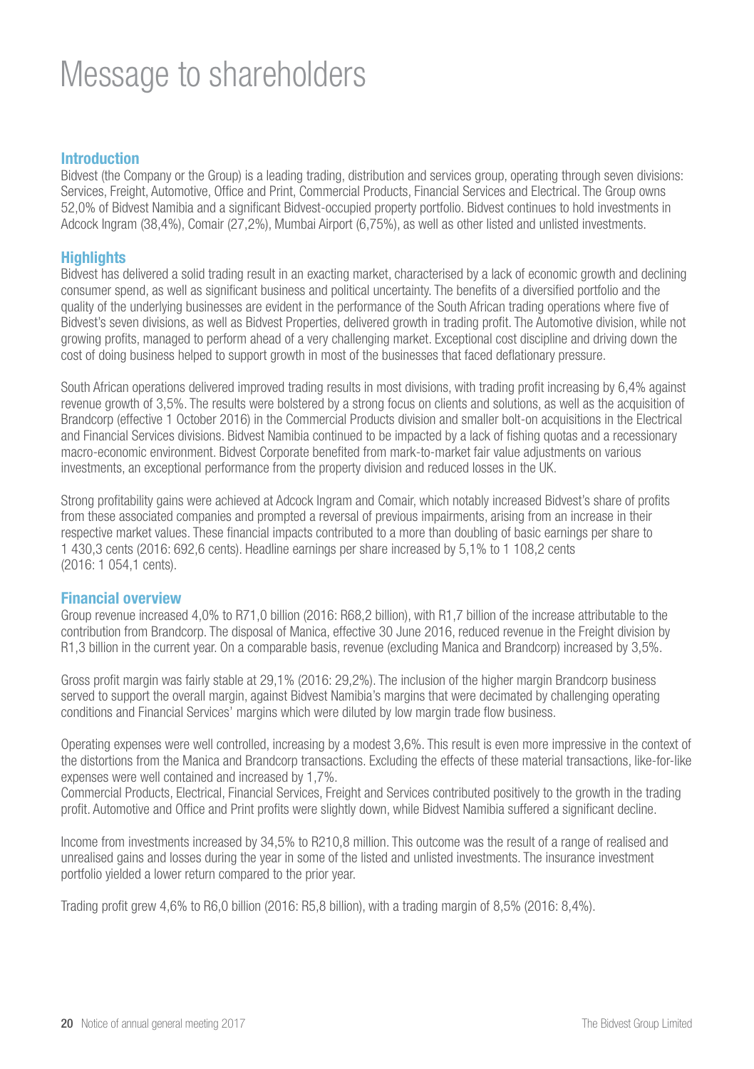# Message to shareholders

## Introduction

Bidvest (the Company or the Group) is a leading trading, distribution and services group, operating through seven divisions: Services, Freight, Automotive, Office and Print, Commercial Products, Financial Services and Electrical. The Group owns 52,0% of Bidvest Namibia and a significant Bidvest-occupied property portfolio. Bidvest continues to hold investments in Adcock Ingram (38,4%), Comair (27,2%), Mumbai Airport (6,75%), as well as other listed and unlisted investments.

## Highlights

Bidvest has delivered a solid trading result in an exacting market, characterised by a lack of economic growth and declining consumer spend, as well as significant business and political uncertainty. The benefits of a diversified portfolio and the quality of the underlying businesses are evident in the performance of the South African trading operations where five of Bidvest's seven divisions, as well as Bidvest Properties, delivered growth in trading profit. The Automotive division, while not growing profits, managed to perform ahead of a very challenging market. Exceptional cost discipline and driving down the cost of doing business helped to support growth in most of the businesses that faced deflationary pressure.

South African operations delivered improved trading results in most divisions, with trading profit increasing by 6,4% against revenue growth of 3,5%. The results were bolstered by a strong focus on clients and solutions, as well as the acquisition of Brandcorp (effective 1 October 2016) in the Commercial Products division and smaller bolt-on acquisitions in the Electrical and Financial Services divisions. Bidvest Namibia continued to be impacted by a lack of fishing quotas and a recessionary macro-economic environment. Bidvest Corporate benefited from mark-to-market fair value adjustments on various investments, an exceptional performance from the property division and reduced losses in the UK.

Strong profitability gains were achieved at Adcock Ingram and Comair, which notably increased Bidvest's share of profits from these associated companies and prompted a reversal of previous impairments, arising from an increase in their respective market values. These financial impacts contributed to a more than doubling of basic earnings per share to 1 430,3 cents (2016: 692,6 cents). Headline earnings per share increased by 5,1% to 1 108,2 cents (2016: 1 054,1 cents).

## Financial overview

Group revenue increased 4,0% to R71,0 billion (2016: R68,2 billion), with R1,7 billion of the increase attributable to the contribution from Brandcorp. The disposal of Manica, effective 30 June 2016, reduced revenue in the Freight division by R1,3 billion in the current year. On a comparable basis, revenue (excluding Manica and Brandcorp) increased by 3,5%.

Gross profit margin was fairly stable at 29,1% (2016: 29,2%). The inclusion of the higher margin Brandcorp business served to support the overall margin, against Bidvest Namibia's margins that were decimated by challenging operating conditions and Financial Services' margins which were diluted by low margin trade flow business.

Operating expenses were well controlled, increasing by a modest 3,6%. This result is even more impressive in the context of the distortions from the Manica and Brandcorp transactions. Excluding the effects of these material transactions, like-for-like expenses were well contained and increased by 1,7%.
Commercial Products, Electrical, Financial Services, Freight and Services contributed positively to the growth in the trading profit. Automotive and Office and Print profits were slightly down, while Bidvest Namibia suffered a significant decline.

Income from investments increased by 34,5% to R210,8 million. This outcome was the result of a range of realised and unrealised gains and losses during the year in some of the listed and unlisted investments. The insurance investment portfolio yielded a lower return compared to the prior year.

Trading profit grew 4,6% to R6,0 billion (2016: R5,8 billion), with a trading margin of 8,5% (2016: 8,4%).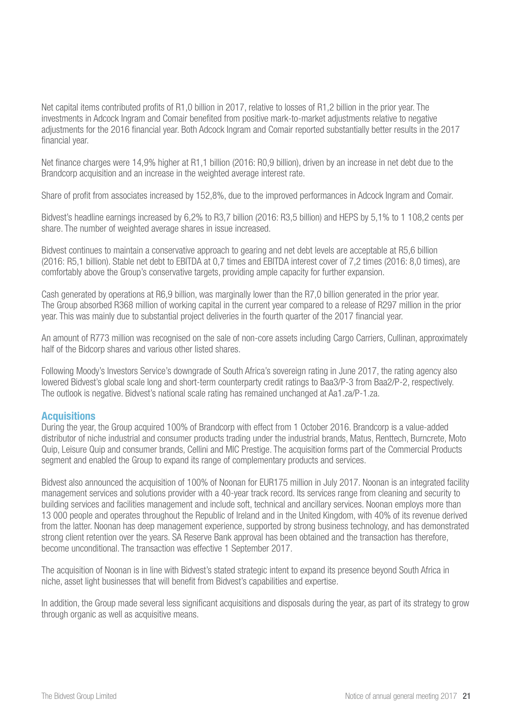Net capital items contributed profits of R1,0 billion in 2017, relative to losses of R1,2 billion in the prior year. The investments in Adcock Ingram and Comair benefited from positive mark-to-market adjustments relative to negative adjustments for the 2016 financial year. Both Adcock Ingram and Comair reported substantially better results in the 2017 financial year.

Net finance charges were 14,9% higher at R1,1 billion (2016: R0,9 billion), driven by an increase in net debt due to the Brandcorp acquisition and an increase in the weighted average interest rate.

Share of profit from associates increased by 152,8%, due to the improved performances in Adcock Ingram and Comair.

Bidvest's headline earnings increased by 6,2% to R3,7 billion (2016: R3,5 billion) and HEPS by 5,1% to 1 108,2 cents per share. The number of weighted average shares in issue increased.

Bidvest continues to maintain a conservative approach to gearing and net debt levels are acceptable at R5,6 billion (2016: R5,1 billion). Stable net debt to EBITDA at 0,7 times and EBITDA interest cover of 7,2 times (2016: 8,0 times), are comfortably above the Group's conservative targets, providing ample capacity for further expansion.

Cash generated by operations at R6,9 billion, was marginally lower than the R7,0 billion generated in the prior year. The Group absorbed R368 million of working capital in the current year compared to a release of R297 million in the prior year. This was mainly due to substantial project deliveries in the fourth quarter of the 2017 financial year.

An amount of R773 million was recognised on the sale of non-core assets including Cargo Carriers, Cullinan, approximately half of the Bidcorp shares and various other listed shares.

Following Moody's Investors Service's downgrade of South Africa's sovereign rating in June 2017, the rating agency also lowered Bidvest's global scale long and short-term counterparty credit ratings to Baa3/P-3 from Baa2/P-2, respectively. The outlook is negative. Bidvest's national scale rating has remained unchanged at Aa1.za/P-1.za.

## Acquisitions

During the year, the Group acquired 100% of Brandcorp with effect from 1 October 2016. Brandcorp is a value-added distributor of niche industrial and consumer products trading under the industrial brands, Matus, Renttech, Burncrete, Moto Quip, Leisure Quip and consumer brands, Cellini and MIC Prestige. The acquisition forms part of the Commercial Products segment and enabled the Group to expand its range of complementary products and services.

Bidvest also announced the acquisition of 100% of Noonan for EUR175 million in July 2017. Noonan is an integrated facility management services and solutions provider with a 40-year track record. Its services range from cleaning and security to building services and facilities management and include soft, technical and ancillary services. Noonan employs more than 13 000 people and operates throughout the Republic of Ireland and in the United Kingdom, with 40% of its revenue derived from the latter. Noonan has deep management experience, supported by strong business technology, and has demonstrated strong client retention over the years. SA Reserve Bank approval has been obtained and the transaction has therefore, become unconditional. The transaction was effective 1 September 2017.

The acquisition of Noonan is in line with Bidvest's stated strategic intent to expand its presence beyond South Africa in niche, asset light businesses that will benefit from Bidvest's capabilities and expertise.

In addition, the Group made several less significant acquisitions and disposals during the year, as part of its strategy to grow through organic as well as acquisitive means.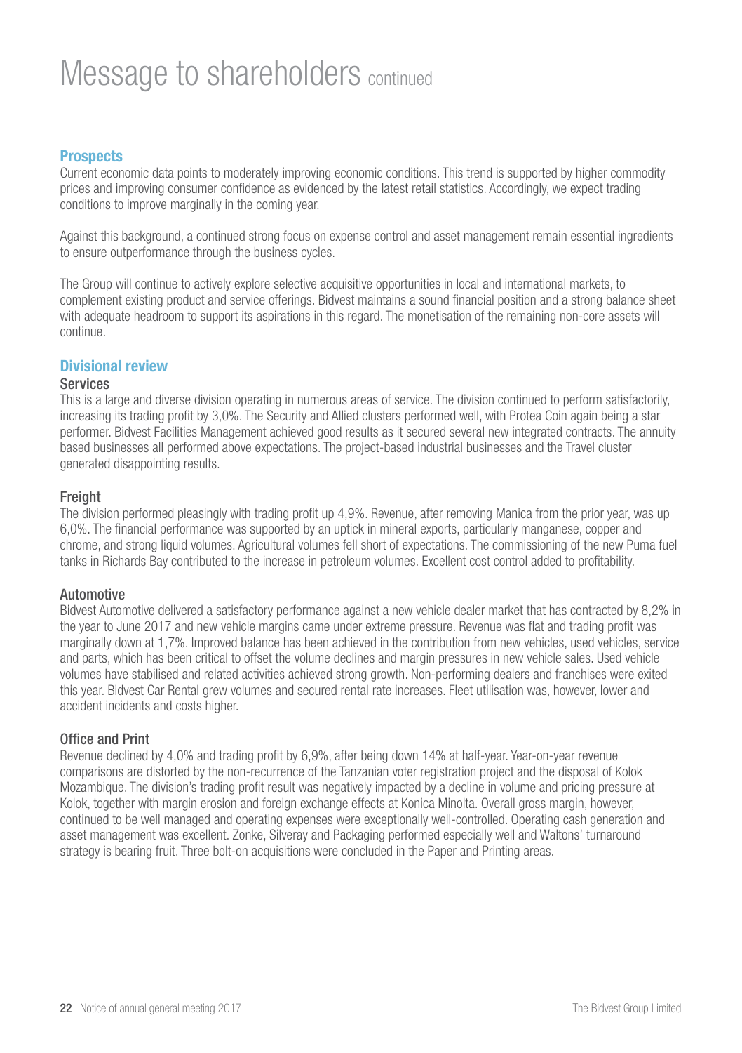# Message to shareholders continued

## Prospects

Current economic data points to moderately improving economic conditions. This trend is supported by higher commodity prices and improving consumer confidence as evidenced by the latest retail statistics. Accordingly, we expect trading conditions to improve marginally in the coming year.

Against this background, a continued strong focus on expense control and asset management remain essential ingredients to ensure outperformance through the business cycles.

The Group will continue to actively explore selective acquisitive opportunities in local and international markets, to complement existing product and service offerings. Bidvest maintains a sound financial position and a strong balance sheet with adequate headroom to support its aspirations in this regard. The monetisation of the remaining non-core assets will continue.

## Divisional review

### Services

This is a large and diverse division operating in numerous areas of service. The division continued to perform satisfactorily, increasing its trading profit by 3,0%. The Security and Allied clusters performed well, with Protea Coin again being a star performer. Bidvest Facilities Management achieved good results as it secured several new integrated contracts. The annuity based businesses all performed above expectations. The project-based industrial businesses and the Travel cluster generated disappointing results.

### Freight

The division performed pleasingly with trading profit up 4,9%. Revenue, after removing Manica from the prior year, was up 6,0%. The financial performance was supported by an uptick in mineral exports, particularly manganese, copper and chrome, and strong liquid volumes. Agricultural volumes fell short of expectations. The commissioning of the new Puma fuel tanks in Richards Bay contributed to the increase in petroleum volumes. Excellent cost control added to profitability.

### Automotive

Bidvest Automotive delivered a satisfactory performance against a new vehicle dealer market that has contracted by 8,2% in the year to June 2017 and new vehicle margins came under extreme pressure. Revenue was flat and trading profit was marginally down at 1,7%. Improved balance has been achieved in the contribution from new vehicles, used vehicles, service and parts, which has been critical to offset the volume declines and margin pressures in new vehicle sales. Used vehicle volumes have stabilised and related activities achieved strong growth. Non-performing dealers and franchises were exited this year. Bidvest Car Rental grew volumes and secured rental rate increases. Fleet utilisation was, however, lower and accident incidents and costs higher.

### Office and Print

Revenue declined by 4,0% and trading profit by 6,9%, after being down 14% at half-year. Year-on-year revenue comparisons are distorted by the non-recurrence of the Tanzanian voter registration project and the disposal of Kolok Mozambique. The division's trading profit result was negatively impacted by a decline in volume and pricing pressure at Kolok, together with margin erosion and foreign exchange effects at Konica Minolta. Overall gross margin, however, continued to be well managed and operating expenses were exceptionally well-controlled. Operating cash generation and asset management was excellent. Zonke, Silveray and Packaging performed especially well and Waltons' turnaround strategy is bearing fruit. Three bolt-on acquisitions were concluded in the Paper and Printing areas.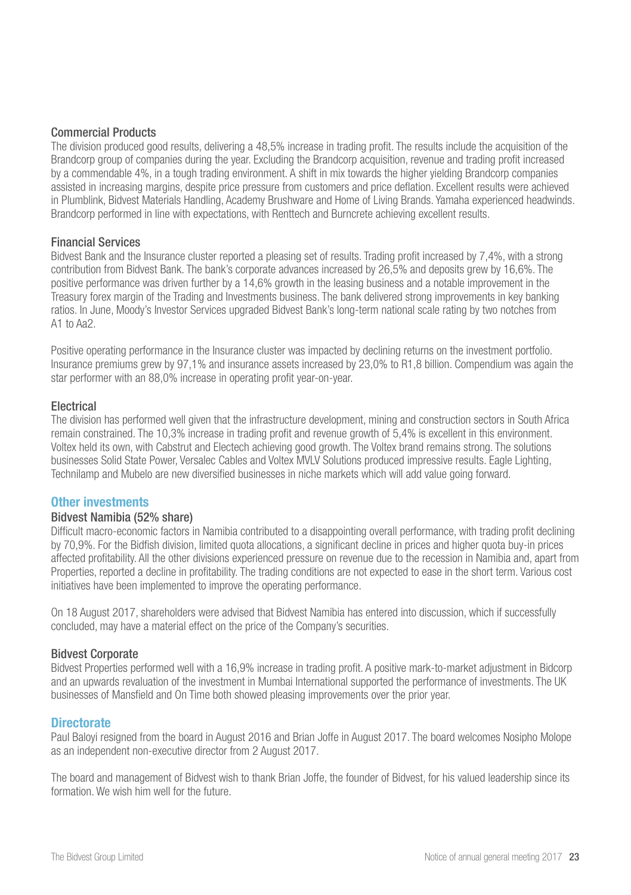### Commercial Products

The division produced good results, delivering a 48,5% increase in trading profit. The results include the acquisition of the Brandcorp group of companies during the year. Excluding the Brandcorp acquisition, revenue and trading profit increased by a commendable 4%, in a tough trading environment. A shift in mix towards the higher yielding Brandcorp companies assisted in increasing margins, despite price pressure from customers and price deflation. Excellent results were achieved in Plumblink, Bidvest Materials Handling, Academy Brushware and Home of Living Brands. Yamaha experienced headwinds. Brandcorp performed in line with expectations, with Renttech and Burncrete achieving excellent results.

### Financial Services

Bidvest Bank and the Insurance cluster reported a pleasing set of results. Trading profit increased by 7,4%, with a strong contribution from Bidvest Bank. The bank's corporate advances increased by 26,5% and deposits grew by 16,6%. The positive performance was driven further by a 14,6% growth in the leasing business and a notable improvement in the Treasury forex margin of the Trading and Investments business. The bank delivered strong improvements in key banking ratios. In June, Moody's Investor Services upgraded Bidvest Bank's long-term national scale rating by two notches from A1 to Aa2.

Positive operating performance in the Insurance cluster was impacted by declining returns on the investment portfolio. Insurance premiums grew by 97,1% and insurance assets increased by 23,0% to R1,8 billion. Compendium was again the star performer with an 88,0% increase in operating profit year-on-year.

### Electrical

The division has performed well given that the infrastructure development, mining and construction sectors in South Africa remain constrained. The 10,3% increase in trading profit and revenue growth of 5,4% is excellent in this environment. Voltex held its own, with Cabstrut and Electech achieving good growth. The Voltex brand remains strong. The solutions businesses Solid State Power, Versalec Cables and Voltex MVLV Solutions produced impressive results. Eagle Lighting, Technilamp and Mubelo are new diversified businesses in niche markets which will add value going forward.

## Other investments

### Bidvest Namibia (52% share)

Difficult macro-economic factors in Namibia contributed to a disappointing overall performance, with trading profit declining by 70,9%. For the Bidfish division, limited quota allocations, a significant decline in prices and higher quota buy-in prices affected profitability. All the other divisions experienced pressure on revenue due to the recession in Namibia and, apart from Properties, reported a decline in profitability. The trading conditions are not expected to ease in the short term. Various cost initiatives have been implemented to improve the operating performance.

On 18 August 2017, shareholders were advised that Bidvest Namibia has entered into discussion, which if successfully concluded, may have a material effect on the price of the Company's securities.

### Bidvest Corporate

Bidvest Properties performed well with a 16,9% increase in trading profit. A positive mark-to-market adjustment in Bidcorp and an upwards revaluation of the investment in Mumbai International supported the performance of investments. The UK businesses of Mansfield and On Time both showed pleasing improvements over the prior year.

## Directorate

Paul Baloyi resigned from the board in August 2016 and Brian Joffe in August 2017. The board welcomes Nosipho Molope as an independent non-executive director from 2 August 2017.

The board and management of Bidvest wish to thank Brian Joffe, the founder of Bidvest, for his valued leadership since its formation. We wish him well for the future.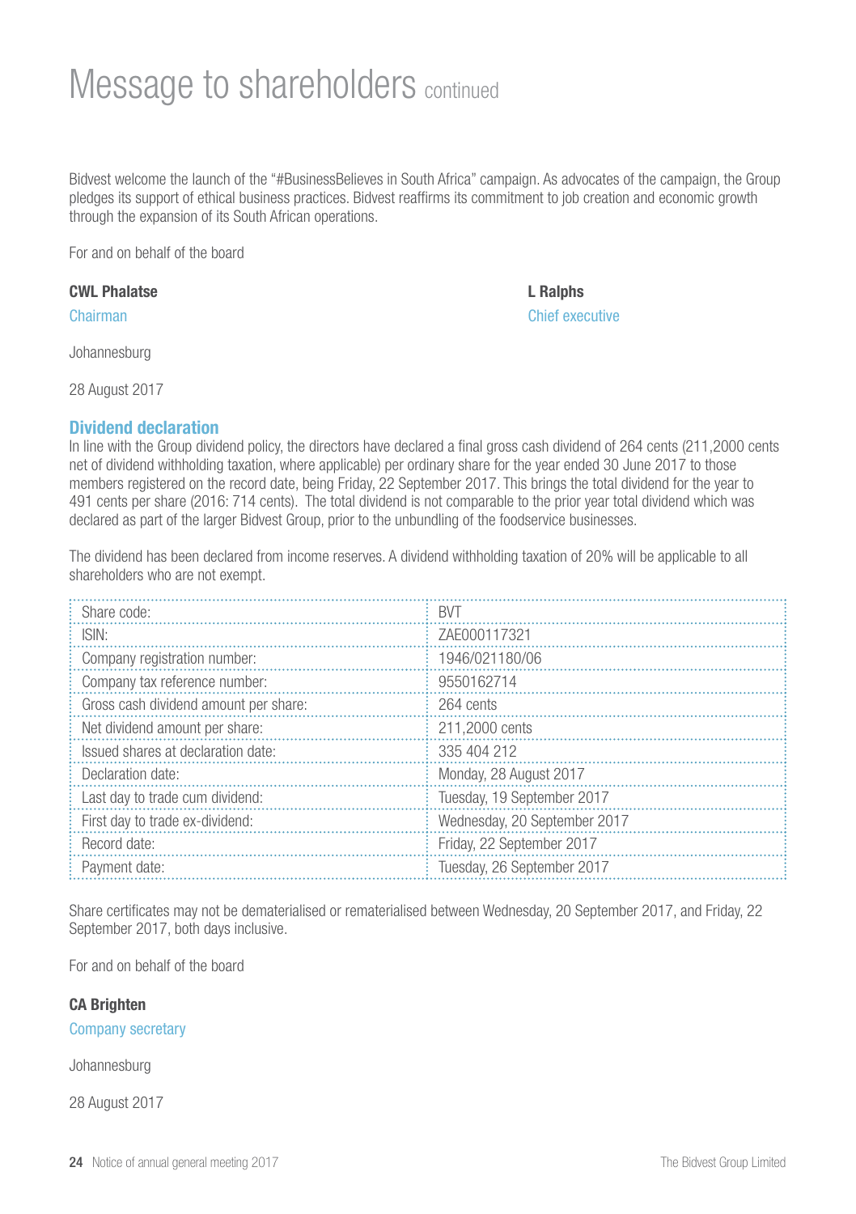# Message to shareholders continued

Bidvest welcome the launch of the "#BusinessBelieves in South Africa" campaign. As advocates of the campaign, the Group pledges its support of ethical business practices. Bidvest reaffirms its commitment to job creation and economic growth through the expansion of its South African operations.

For and on behalf of the board

**CWL Phalatse**
Chairman

**L Ralphs**
Chief executive

Johannesburg

28 August 2017

### Dividend declaration

In line with the Group dividend policy, the directors have declared a final gross cash dividend of 264 cents (211,2000 cents net of dividend withholding taxation, where applicable) per ordinary share for the year ended 30 June 2017 to those members registered on the record date, being Friday, 22 September 2017. This brings the total dividend for the year to 491 cents per share (2016: 714 cents). The total dividend is not comparable to the prior year total dividend which was declared as part of the larger Bidvest Group, prior to the unbundling of the foodservice businesses.

The dividend has been declared from income reserves. A dividend withholding taxation of 20% will be applicable to all shareholders who are not exempt.

| | |
|---|---|
| Share code: | BVT |
| ISIN: | ZAE000117321 |
| Company registration number: | 1946/021180/06 |
| Company tax reference number: | 9550162714 |
| Gross cash dividend amount per share: | 264 cents |
| Net dividend amount per share: | 211,2000 cents |
| Issued shares at declaration date: | 335 404 212 |
| Declaration date: | Monday, 28 August 2017 |
| Last day to trade cum dividend: | Tuesday, 19 September 2017 |
| First day to trade ex-dividend: | Wednesday, 20 September 2017 |
| Record date: | Friday, 22 September 2017 |
| Payment date: | Tuesday, 26 September 2017 |

Share certificates may not be dematerialised or rematerialised between Wednesday, 20 September 2017, and Friday, 22 September 2017, both days inclusive.

For and on behalf of the board

**CA Brighten**
Company secretary

Johannesburg

28 August 2017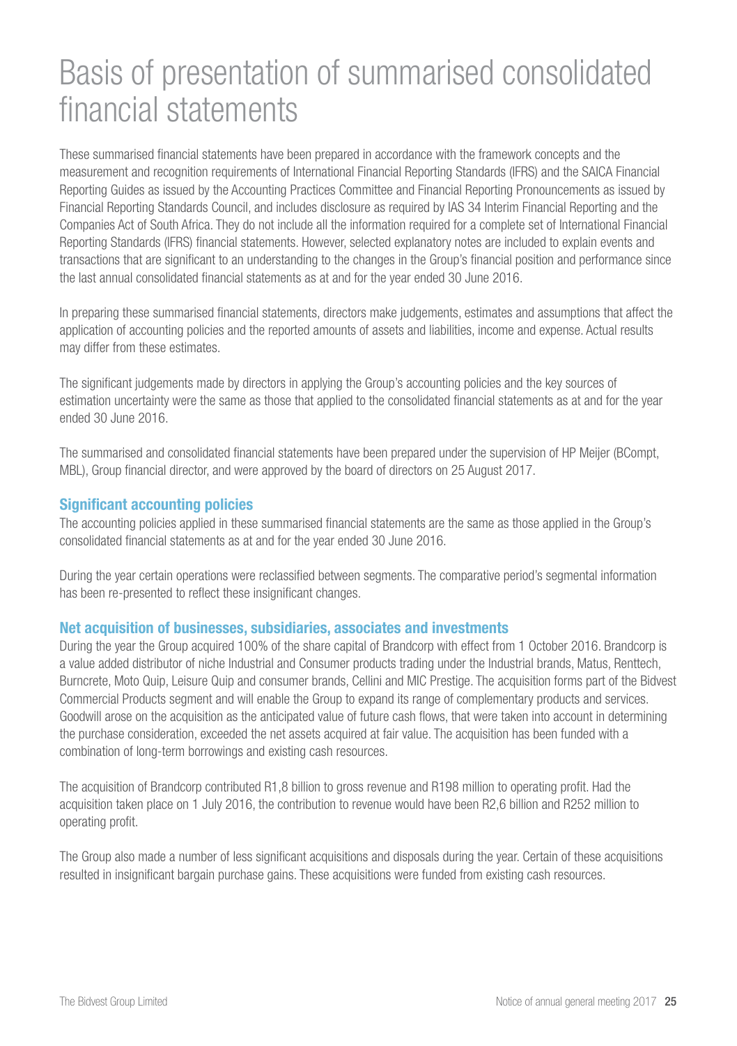# Basis of presentation of summarised consolidated financial statements

These summarised financial statements have been prepared in accordance with the framework concepts and the measurement and recognition requirements of International Financial Reporting Standards (IFRS) and the SAICA Financial Reporting Guides as issued by the Accounting Practices Committee and Financial Reporting Pronouncements as issued by Financial Reporting Standards Council, and includes disclosure as required by IAS 34 Interim Financial Reporting and the Companies Act of South Africa. They do not include all the information required for a complete set of International Financial Reporting Standards (IFRS) financial statements. However, selected explanatory notes are included to explain events and transactions that are significant to an understanding to the changes in the Group's financial position and performance since the last annual consolidated financial statements as at and for the year ended 30 June 2016.

In preparing these summarised financial statements, directors make judgements, estimates and assumptions that affect the application of accounting policies and the reported amounts of assets and liabilities, income and expense. Actual results may differ from these estimates.

The significant judgements made by directors in applying the Group's accounting policies and the key sources of estimation uncertainty were the same as those that applied to the consolidated financial statements as at and for the year ended 30 June 2016.

The summarised and consolidated financial statements have been prepared under the supervision of HP Meijer (BCompt, MBL), Group financial director, and were approved by the board of directors on 25 August 2017.

## Significant accounting policies

The accounting policies applied in these summarised financial statements are the same as those applied in the Group's consolidated financial statements as at and for the year ended 30 June 2016.

During the year certain operations were reclassified between segments. The comparative period's segmental information has been re-presented to reflect these insignificant changes.

## Net acquisition of businesses, subsidiaries, associates and investments

During the year the Group acquired 100% of the share capital of Brandcorp with effect from 1 October 2016. Brandcorp is a value added distributor of niche Industrial and Consumer products trading under the Industrial brands, Matus, Renttech, Burncrete, Moto Quip, Leisure Quip and consumer brands, Cellini and MIC Prestige. The acquisition forms part of the Bidvest Commercial Products segment and will enable the Group to expand its range of complementary products and services. Goodwill arose on the acquisition as the anticipated value of future cash flows, that were taken into account in determining the purchase consideration, exceeded the net assets acquired at fair value. The acquisition has been funded with a combination of long-term borrowings and existing cash resources.

The acquisition of Brandcorp contributed R1,8 billion to gross revenue and R198 million to operating profit. Had the acquisition taken place on 1 July 2016, the contribution to revenue would have been R2,6 billion and R252 million to operating profit.

The Group also made a number of less significant acquisitions and disposals during the year. Certain of these acquisitions resulted in insignificant bargain purchase gains. These acquisitions were funded from existing cash resources.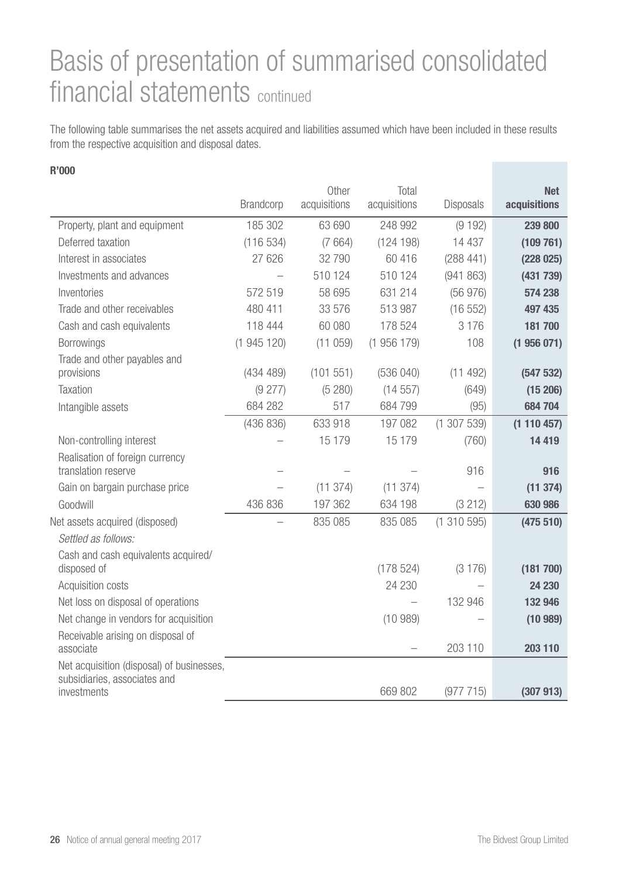# Basis of presentation of summarised consolidated financial statements continued

The following table summarises the net assets acquired and liabilities assumed which have been included in these results from the respective acquisition and disposal dates.

**R'000**

| | Brandcorp | Other acquisitions | Total acquisitions | Disposals | **Net acquisitions** |
|---|---|---|---|---|---|
| Property, plant and equipment | 185 302 | 63 690 | 248 992 | (9 192) | **239 800** |
| Deferred taxation | (116 534) | (7 664) | (124 198) | 14 437 | **(109 761)** |
| Interest in associates | 27 626 | 32 790 | 60 416 | (288 441) | **(228 025)** |
| Investments and advances | – | 510 124 | 510 124 | (941 863) | **(431 739)** |
| Inventories | 572 519 | 58 695 | 631 214 | (56 976) | **574 238** |
| Trade and other receivables | 480 411 | 33 576 | 513 987 | (16 552) | **497 435** |
| Cash and cash equivalents | 118 444 | 60 080 | 178 524 | 3 176 | **181 700** |
| Borrowings | (1 945 120) | (11 059) | (1 956 179) | 108 | **(1 956 071)** |
| Trade and other payables and provisions | (434 489) | (101 551) | (536 040) | (11 492) | **(547 532)** |
| Taxation | (9 277) | (5 280) | (14 557) | (649) | **(15 206)** |
| Intangible assets | 684 282 | 517 | 684 799 | (95) | **684 704** |
| | (436 836) | 633 918 | 197 082 | (1 307 539) | **(1 110 457)** |
| Non-controlling interest | – | 15 179 | 15 179 | (760) | **14 419** |
| Realisation of foreign currency translation reserve | – | – | – | 916 | **916** |
| Gain on bargain purchase price | – | (11 374) | (11 374) | – | **(11 374)** |
| Goodwill | 436 836 | 197 362 | 634 198 | (3 212) | **630 986** |
| Net assets acquired (disposed) | – | 835 085 | 835 085 | (1 310 595) | **(475 510)** |
| *Settled as follows:* | | | | | |
| Cash and cash equivalents acquired/disposed of | | | (178 524) | (3 176) | **(181 700)** |
| Acquisition costs | | | 24 230 | – | **24 230** |
| Net loss on disposal of operations | | | – | 132 946 | **132 946** |
| Net change in vendors for acquisition | | | (10 989) | – | **(10 989)** |
| Receivable arising on disposal of associate | | | – | 203 110 | **203 110** |
| Net acquisition (disposal) of businesses, subsidiaries, associates and investments | | | 669 802 | (977 715) | **(307 913)** |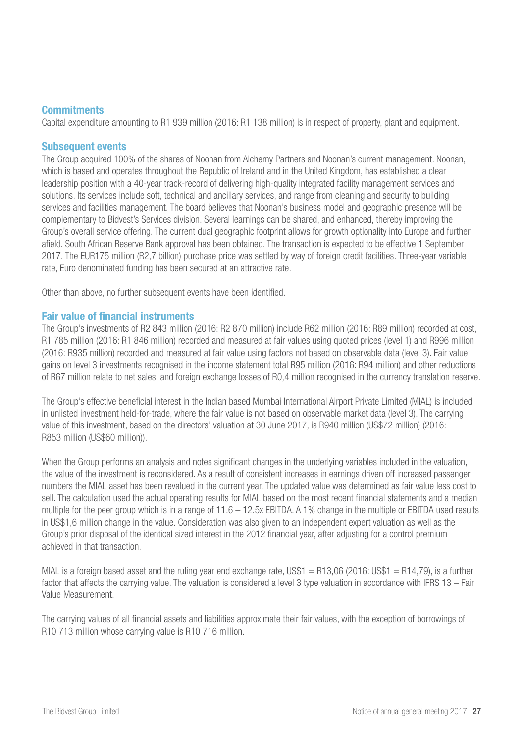## Commitments

Capital expenditure amounting to R1 939 million (2016: R1 138 million) is in respect of property, plant and equipment.

## Subsequent events

The Group acquired 100% of the shares of Noonan from Alchemy Partners and Noonan's current management. Noonan, which is based and operates throughout the Republic of Ireland and in the United Kingdom, has established a clear leadership position with a 40-year track-record of delivering high-quality integrated facility management services and solutions. Its services include soft, technical and ancillary services, and range from cleaning and security to building services and facilities management. The board believes that Noonan's business model and geographic presence will be complementary to Bidvest's Services division. Several learnings can be shared, and enhanced, thereby improving the Group's overall service offering. The current dual geographic footprint allows for growth optionality into Europe and further afield. South African Reserve Bank approval has been obtained. The transaction is expected to be effective 1 September 2017. The EUR175 million (R2,7 billion) purchase price was settled by way of foreign credit facilities. Three-year variable rate, Euro denominated funding has been secured at an attractive rate.

Other than above, no further subsequent events have been identified.

## Fair value of financial instruments

The Group's investments of R2 843 million (2016: R2 870 million) include R62 million (2016: R89 million) recorded at cost, R1 785 million (2016: R1 846 million) recorded and measured at fair values using quoted prices (level 1) and R996 million (2016: R935 million) recorded and measured at fair value using factors not based on observable data (level 3). Fair value gains on level 3 investments recognised in the income statement total R95 million (2016: R94 million) and other reductions of R67 million relate to net sales, and foreign exchange losses of R0,4 million recognised in the currency translation reserve.

The Group's effective beneficial interest in the Indian based Mumbai International Airport Private Limited (MIAL) is included in unlisted investment held-for-trade, where the fair value is not based on observable market data (level 3). The carrying value of this investment, based on the directors' valuation at 30 June 2017, is R940 million (US$72 million) (2016: R853 million (US$60 million)).

When the Group performs an analysis and notes significant changes in the underlying variables included in the valuation, the value of the investment is reconsidered. As a result of consistent increases in earnings driven off increased passenger numbers the MIAL asset has been revalued in the current year. The updated value was determined as fair value less cost to sell. The calculation used the actual operating results for MIAL based on the most recent financial statements and a median multiple for the peer group which is in a range of 11.6 – 12.5x EBITDA. A 1% change in the multiple or EBITDA used results in US$1,6 million change in the value. Consideration was also given to an independent expert valuation as well as the Group's prior disposal of the identical sized interest in the 2012 financial year, after adjusting for a control premium achieved in that transaction.

MIAL is a foreign based asset and the ruling year end exchange rate, US$1 = R13,06 (2016: US$1 = R14,79), is a further factor that affects the carrying value. The valuation is considered a level 3 type valuation in accordance with IFRS 13 – Fair Value Measurement.

The carrying values of all financial assets and liabilities approximate their fair values, with the exception of borrowings of R10 713 million whose carrying value is R10 716 million.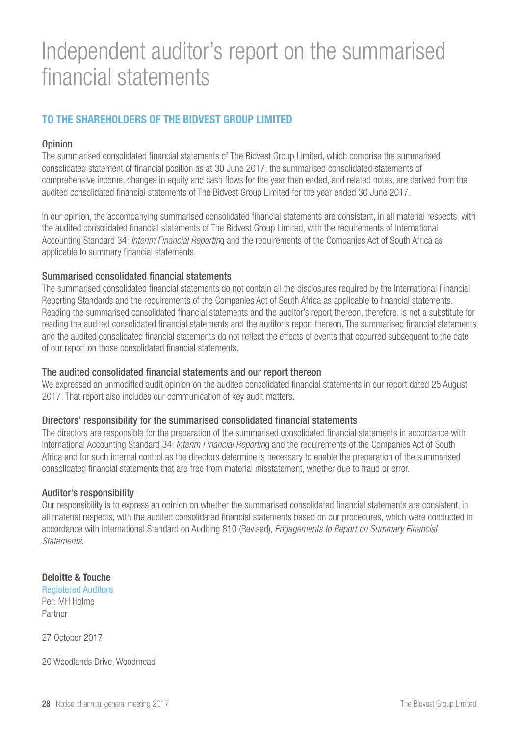# Independent auditor's report on the summarised financial statements

## TO THE SHAREHOLDERS OF THE BIDVEST GROUP LIMITED

### Opinion

The summarised consolidated financial statements of The Bidvest Group Limited, which comprise the summarised consolidated statement of financial position as at 30 June 2017, the summarised consolidated statements of comprehensive income, changes in equity and cash flows for the year then ended, and related notes, are derived from the audited consolidated financial statements of The Bidvest Group Limited for the year ended 30 June 2017.

In our opinion, the accompanying summarised consolidated financial statements are consistent, in all material respects, with the audited consolidated financial statements of The Bidvest Group Limited, with the requirements of International Accounting Standard 34: *Interim Financial Reporting* and the requirements of the Companies Act of South Africa as applicable to summary financial statements.

### Summarised consolidated financial statements

The summarised consolidated financial statements do not contain all the disclosures required by the International Financial Reporting Standards and the requirements of the Companies Act of South Africa as applicable to financial statements. Reading the summarised consolidated financial statements and the auditor's report thereon, therefore, is not a substitute for reading the audited consolidated financial statements and the auditor's report thereon. The summarised financial statements and the audited consolidated financial statements do not reflect the effects of events that occurred subsequent to the date of our report on those consolidated financial statements.

### The audited consolidated financial statements and our report thereon

We expressed an unmodified audit opinion on the audited consolidated financial statements in our report dated 25 August 2017. That report also includes our communication of key audit matters.

### Directors' responsibility for the summarised consolidated financial statements

The directors are responsible for the preparation of the summarised consolidated financial statements in accordance with International Accounting Standard 34: *Interim Financial Reporting* and the requirements of the Companies Act of South Africa and for such internal control as the directors determine is necessary to enable the preparation of the summarised consolidated financial statements that are free from material misstatement, whether due to fraud or error.

### Auditor's responsibility

Our responsibility is to express an opinion on whether the summarised consolidated financial statements are consistent, in all material respects, with the audited consolidated financial statements based on our procedures, which were conducted in accordance with International Standard on Auditing 810 (Revised), *Engagements to Report on Summary Financial Statements*.

**Deloitte & Touche**
Registered Auditors
Per: MH Holme
Partner

27 October 2017

20 Woodlands Drive, Woodmead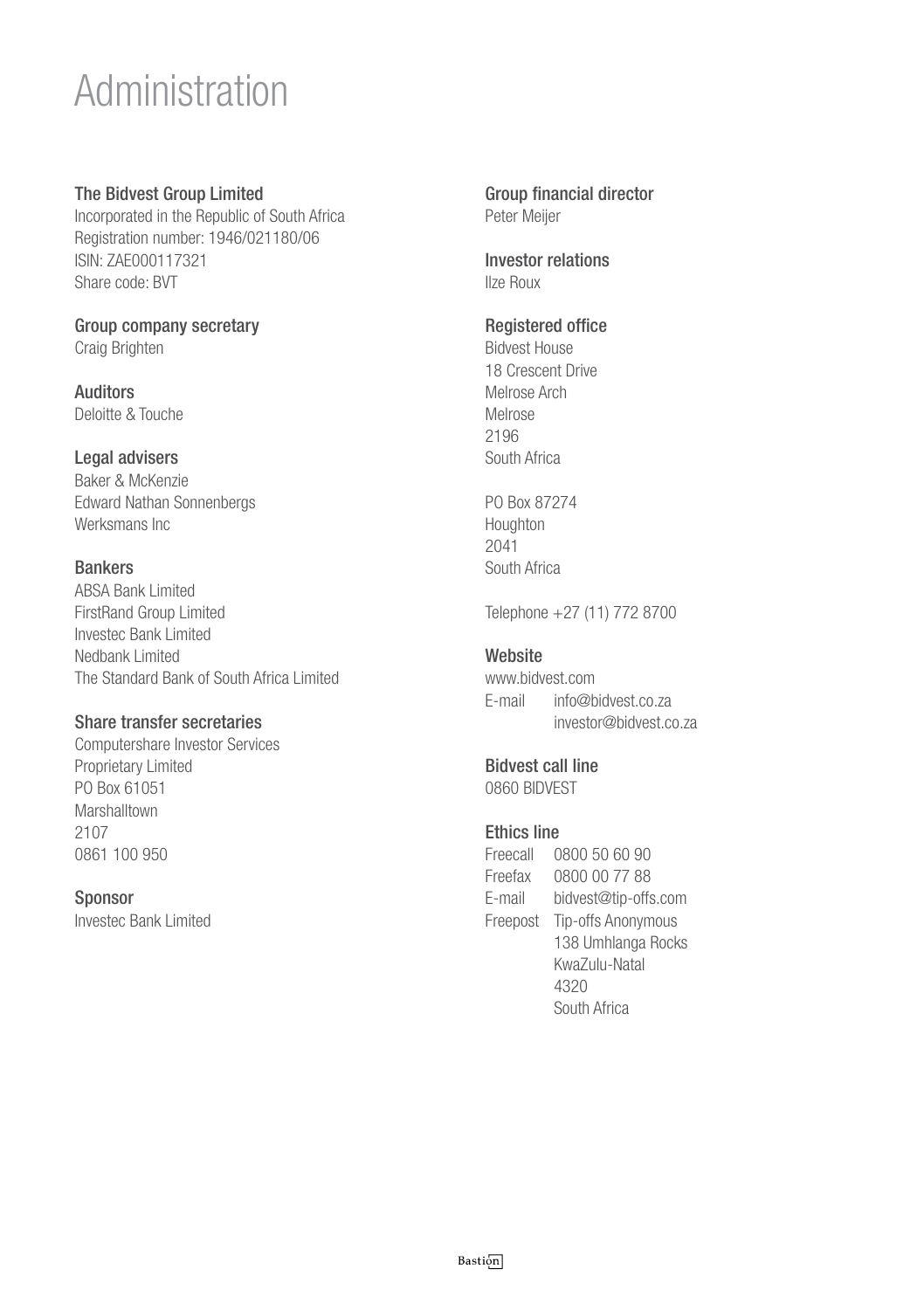# Administration

**The Bidvest Group Limited**
Incorporated in the Republic of South Africa
Registration number: 1946/021180/06
ISIN: ZAE000117321
Share code: BVT

**Group company secretary**
Craig Brighten

**Auditors**
Deloitte & Touche

**Legal advisers**
Baker & McKenzie
Edward Nathan Sonnenbergs
Werksmans Inc

**Bankers**
ABSA Bank Limited
FirstRand Group Limited
Investec Bank Limited
Nedbank Limited
The Standard Bank of South Africa Limited

**Share transfer secretaries**
Computershare Investor Services
Proprietary Limited
PO Box 61051
Marshalltown
2107
0861 100 950

**Sponsor**
Investec Bank Limited

**Group financial director**
Peter Meijer

**Investor relations**
Ilze Roux

**Registered office**
Bidvest House
18 Crescent Drive
Melrose Arch
Melrose
2196
South Africa

PO Box 87274
Houghton
2041
South Africa

Telephone +27 (11) 772 8700

**Website**
www.bidvest.com
E-mail info@bidvest.co.za
investor@bidvest.co.za

**Bidvest call line**
0860 BIDVEST

**Ethics line**
Freecall 0800 50 60 90
Freefax 0800 00 77 88
E-mail bidvest@tip-offs.com
Freepost Tip-offs Anonymous
138 Umhlanga Rocks
KwaZulu-Natal
4320
South Africa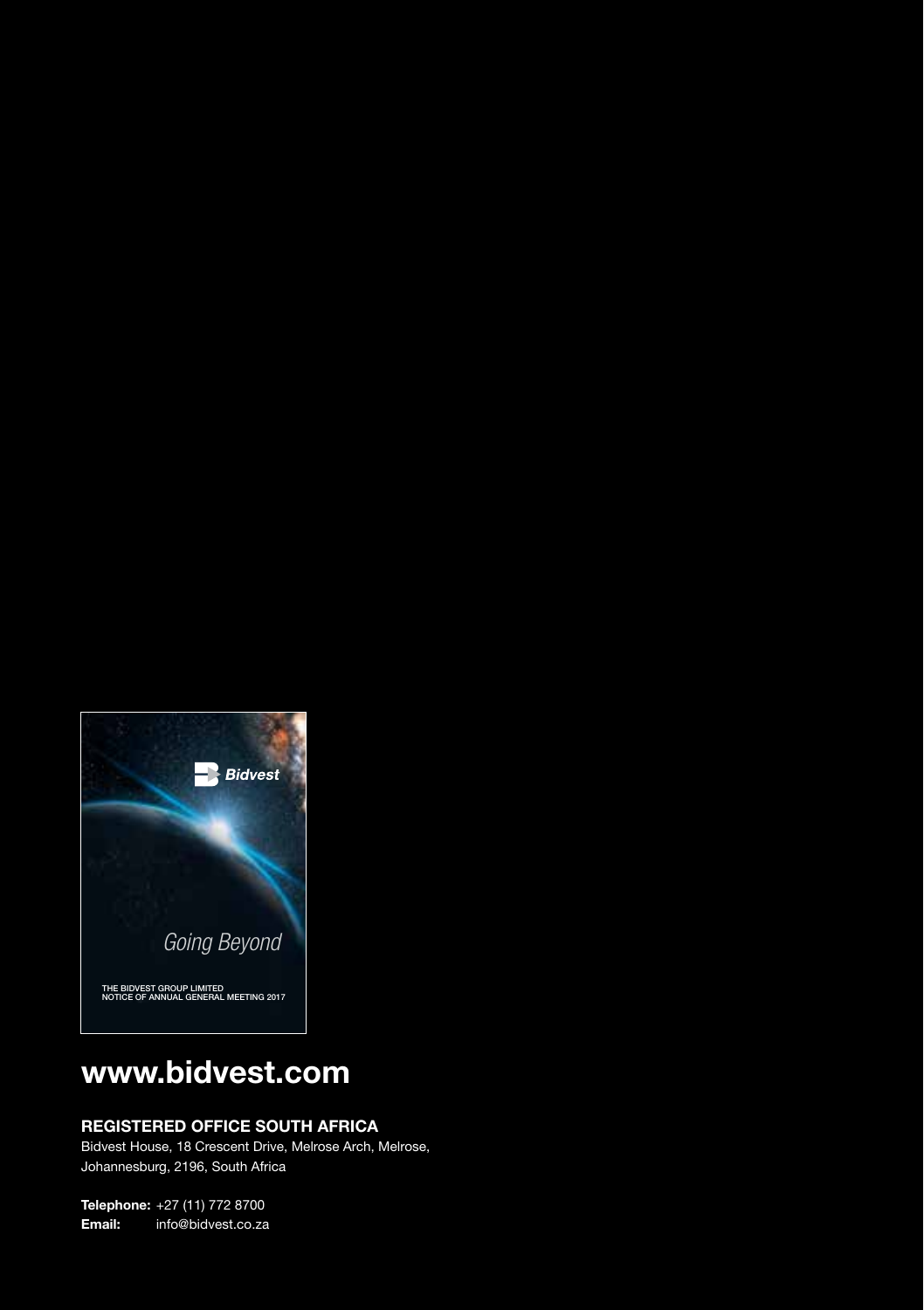Bidvest

Going Beyond

THE BIDVEST GROUP LIMITED
NOTICE OF ANNUAL GENERAL MEETING 2017

# www.bidvest.com

**REGISTERED OFFICE SOUTH AFRICA**

Bidvest House, 18 Crescent Drive, Melrose Arch, Melrose, Johannesburg, 2196, South Africa

**Telephone:** +27 (11) 772 8700
**Email:** info@bidvest.co.za